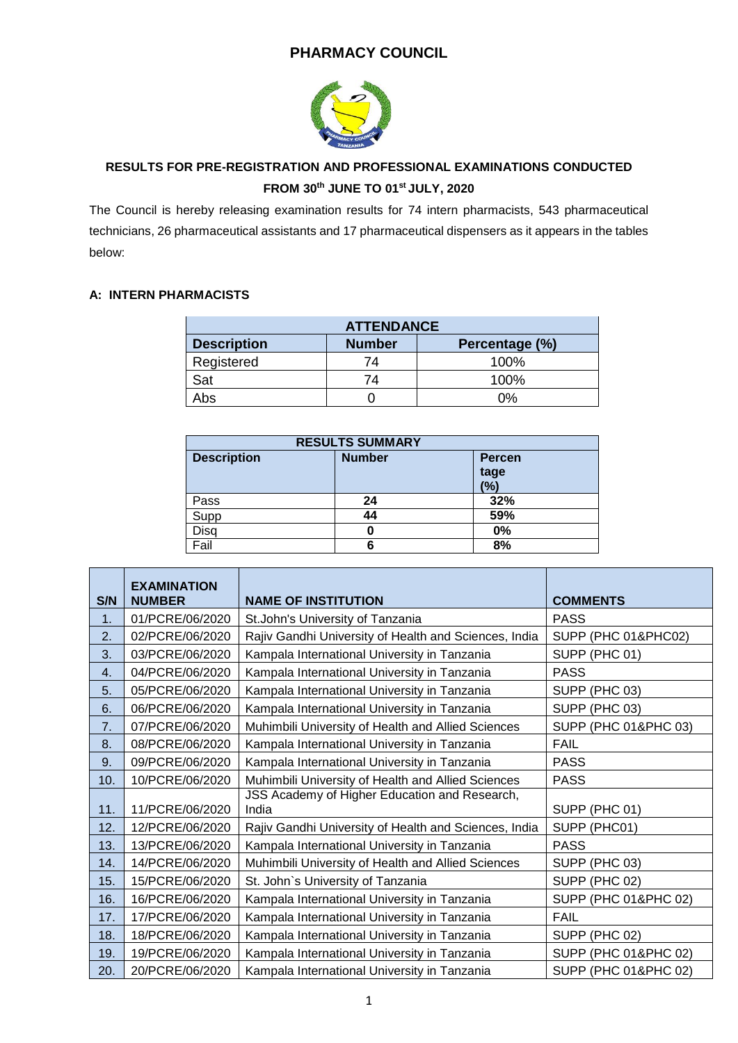# PHARMACY COUNCIL

## RESULTS FOR PRE-REGISTRATION AND PROFESSIONAL EXAMINATIONS CONDUCTED FROM 30th JUNE TO 01st JULY, 2020

The Council is hereby releasing examination results for 74 intern pharmacists, 543 pharmaceutical technicians, 26 pharmaceutical assistants and 17 pharmaceutical dispensers as it appears in the tables below:

### A: INTERN PHARMACISTS

| ATTENDANCE | | |
|---|---|---|
| **Description** | **Number** | **Percentage (%)** |
| Registered | 74 | 100% |
| Sat | 74 | 100% |
| Abs | 0 | 0% |

| RESULTS SUMMARY | | |
|---|---|---|
| **Description** | **Number** | **Percentage (%)** |
| Pass | **24** | **32%** |
| Supp | **44** | **59%** |
| Disq | **0** | **0%** |
| Fail | **6** | **8%** |

| S/N | EXAMINATION NUMBER | NAME OF INSTITUTION | COMMENTS |
|---|---|---|---|
| 1. | 01/PCRE/06/2020 | St.John's University of Tanzania | PASS |
| 2. | 02/PCRE/06/2020 | Rajiv Gandhi University of Health and Sciences, India | SUPP (PHC 01&PHC02) |
| 3. | 03/PCRE/06/2020 | Kampala International University in Tanzania | SUPP (PHC 01) |
| 4. | 04/PCRE/06/2020 | Kampala International University in Tanzania | PASS |
| 5. | 05/PCRE/06/2020 | Kampala International University in Tanzania | SUPP (PHC 03) |
| 6. | 06/PCRE/06/2020 | Kampala International University in Tanzania | SUPP (PHC 03) |
| 7. | 07/PCRE/06/2020 | Muhimbili University of Health and Allied Sciences | SUPP (PHC 01&PHC 03) |
| 8. | 08/PCRE/06/2020 | Kampala International University in Tanzania | FAIL |
| 9. | 09/PCRE/06/2020 | Kampala International University in Tanzania | PASS |
| 10. | 10/PCRE/06/2020 | Muhimbili University of Health and Allied Sciences | PASS |
| 11. | 11/PCRE/06/2020 | JSS Academy of Higher Education and Research, India | SUPP (PHC 01) |
| 12. | 12/PCRE/06/2020 | Rajiv Gandhi University of Health and Sciences, India | SUPP (PHC01) |
| 13. | 13/PCRE/06/2020 | Kampala International University in Tanzania | PASS |
| 14. | 14/PCRE/06/2020 | Muhimbili University of Health and Allied Sciences | SUPP (PHC 03) |
| 15. | 15/PCRE/06/2020 | St. John`s University of Tanzania | SUPP (PHC 02) |
| 16. | 16/PCRE/06/2020 | Kampala International University in Tanzania | SUPP (PHC 01&PHC 02) |
| 17. | 17/PCRE/06/2020 | Kampala International University in Tanzania | FAIL |
| 18. | 18/PCRE/06/2020 | Kampala International University in Tanzania | SUPP (PHC 02) |
| 19. | 19/PCRE/06/2020 | Kampala International University in Tanzania | SUPP (PHC 01&PHC 02) |
| 20. | 20/PCRE/06/2020 | Kampala International University in Tanzania | SUPP (PHC 01&PHC 02) |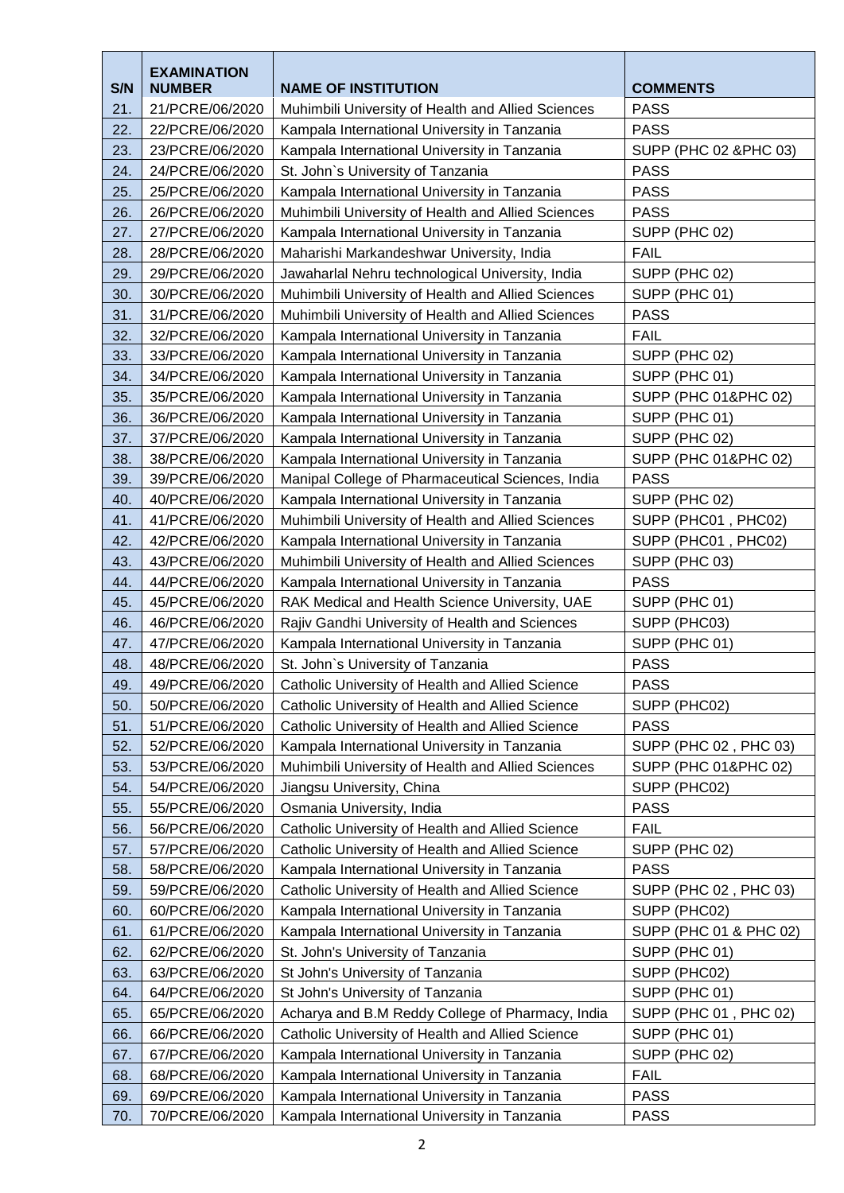| S/N | EXAMINATION NUMBER | NAME OF INSTITUTION | COMMENTS |
|---|---|---|---|
| 21. | 21/PCRE/06/2020 | Muhimbili University of Health and Allied Sciences | PASS |
| 22. | 22/PCRE/06/2020 | Kampala International University in Tanzania | PASS |
| 23. | 23/PCRE/06/2020 | Kampala International University in Tanzania | SUPP (PHC 02 &PHC 03) |
| 24. | 24/PCRE/06/2020 | St. John`s University of Tanzania | PASS |
| 25. | 25/PCRE/06/2020 | Kampala International University in Tanzania | PASS |
| 26. | 26/PCRE/06/2020 | Muhimbili University of Health and Allied Sciences | PASS |
| 27. | 27/PCRE/06/2020 | Kampala International University in Tanzania | SUPP (PHC 02) |
| 28. | 28/PCRE/06/2020 | Maharishi Markandeshwar University, India | FAIL |
| 29. | 29/PCRE/06/2020 | Jawaharlal Nehru technological University, India | SUPP (PHC 02) |
| 30. | 30/PCRE/06/2020 | Muhimbili University of Health and Allied Sciences | SUPP (PHC 01) |
| 31. | 31/PCRE/06/2020 | Muhimbili University of Health and Allied Sciences | PASS |
| 32. | 32/PCRE/06/2020 | Kampala International University in Tanzania | FAIL |
| 33. | 33/PCRE/06/2020 | Kampala International University in Tanzania | SUPP (PHC 02) |
| 34. | 34/PCRE/06/2020 | Kampala International University in Tanzania | SUPP (PHC 01) |
| 35. | 35/PCRE/06/2020 | Kampala International University in Tanzania | SUPP (PHC 01&PHC 02) |
| 36. | 36/PCRE/06/2020 | Kampala International University in Tanzania | SUPP (PHC 01) |
| 37. | 37/PCRE/06/2020 | Kampala International University in Tanzania | SUPP (PHC 02) |
| 38. | 38/PCRE/06/2020 | Kampala International University in Tanzania | SUPP (PHC 01&PHC 02) |
| 39. | 39/PCRE/06/2020 | Manipal College of Pharmaceutical Sciences, India | PASS |
| 40. | 40/PCRE/06/2020 | Kampala International University in Tanzania | SUPP (PHC 02) |
| 41. | 41/PCRE/06/2020 | Muhimbili University of Health and Allied Sciences | SUPP (PHC01 , PHC02) |
| 42. | 42/PCRE/06/2020 | Kampala International University in Tanzania | SUPP (PHC01 , PHC02) |
| 43. | 43/PCRE/06/2020 | Muhimbili University of Health and Allied Sciences | SUPP (PHC 03) |
| 44. | 44/PCRE/06/2020 | Kampala International University in Tanzania | PASS |
| 45. | 45/PCRE/06/2020 | RAK Medical and Health Science University, UAE | SUPP (PHC 01) |
| 46. | 46/PCRE/06/2020 | Rajiv Gandhi University of Health and Sciences | SUPP (PHC03) |
| 47. | 47/PCRE/06/2020 | Kampala International University in Tanzania | SUPP (PHC 01) |
| 48. | 48/PCRE/06/2020 | St. John`s University of Tanzania | PASS |
| 49. | 49/PCRE/06/2020 | Catholic University of Health and Allied Science | PASS |
| 50. | 50/PCRE/06/2020 | Catholic University of Health and Allied Science | SUPP (PHC02) |
| 51. | 51/PCRE/06/2020 | Catholic University of Health and Allied Science | PASS |
| 52. | 52/PCRE/06/2020 | Kampala International University in Tanzania | SUPP (PHC 02 , PHC 03) |
| 53. | 53/PCRE/06/2020 | Muhimbili University of Health and Allied Sciences | SUPP (PHC 01&PHC 02) |
| 54. | 54/PCRE/06/2020 | Jiangsu University, China | SUPP (PHC02) |
| 55. | 55/PCRE/06/2020 | Osmania University, India | PASS |
| 56. | 56/PCRE/06/2020 | Catholic University of Health and Allied Science | FAIL |
| 57. | 57/PCRE/06/2020 | Catholic University of Health and Allied Science | SUPP (PHC 02) |
| 58. | 58/PCRE/06/2020 | Kampala International University in Tanzania | PASS |
| 59. | 59/PCRE/06/2020 | Catholic University of Health and Allied Science | SUPP (PHC 02 , PHC 03) |
| 60. | 60/PCRE/06/2020 | Kampala International University in Tanzania | SUPP (PHC02) |
| 61. | 61/PCRE/06/2020 | Kampala International University in Tanzania | SUPP (PHC 01 & PHC 02) |
| 62. | 62/PCRE/06/2020 | St. John's University of Tanzania | SUPP (PHC 01) |
| 63. | 63/PCRE/06/2020 | St John's University of Tanzania | SUPP (PHC02) |
| 64. | 64/PCRE/06/2020 | St John's University of Tanzania | SUPP (PHC 01) |
| 65. | 65/PCRE/06/2020 | Acharya and B.M Reddy College of Pharmacy, India | SUPP (PHC 01 , PHC 02) |
| 66. | 66/PCRE/06/2020 | Catholic University of Health and Allied Science | SUPP (PHC 01) |
| 67. | 67/PCRE/06/2020 | Kampala International University in Tanzania | SUPP (PHC 02) |
| 68. | 68/PCRE/06/2020 | Kampala International University in Tanzania | FAIL |
| 69. | 69/PCRE/06/2020 | Kampala International University in Tanzania | PASS |
| 70. | 70/PCRE/06/2020 | Kampala International University in Tanzania | PASS |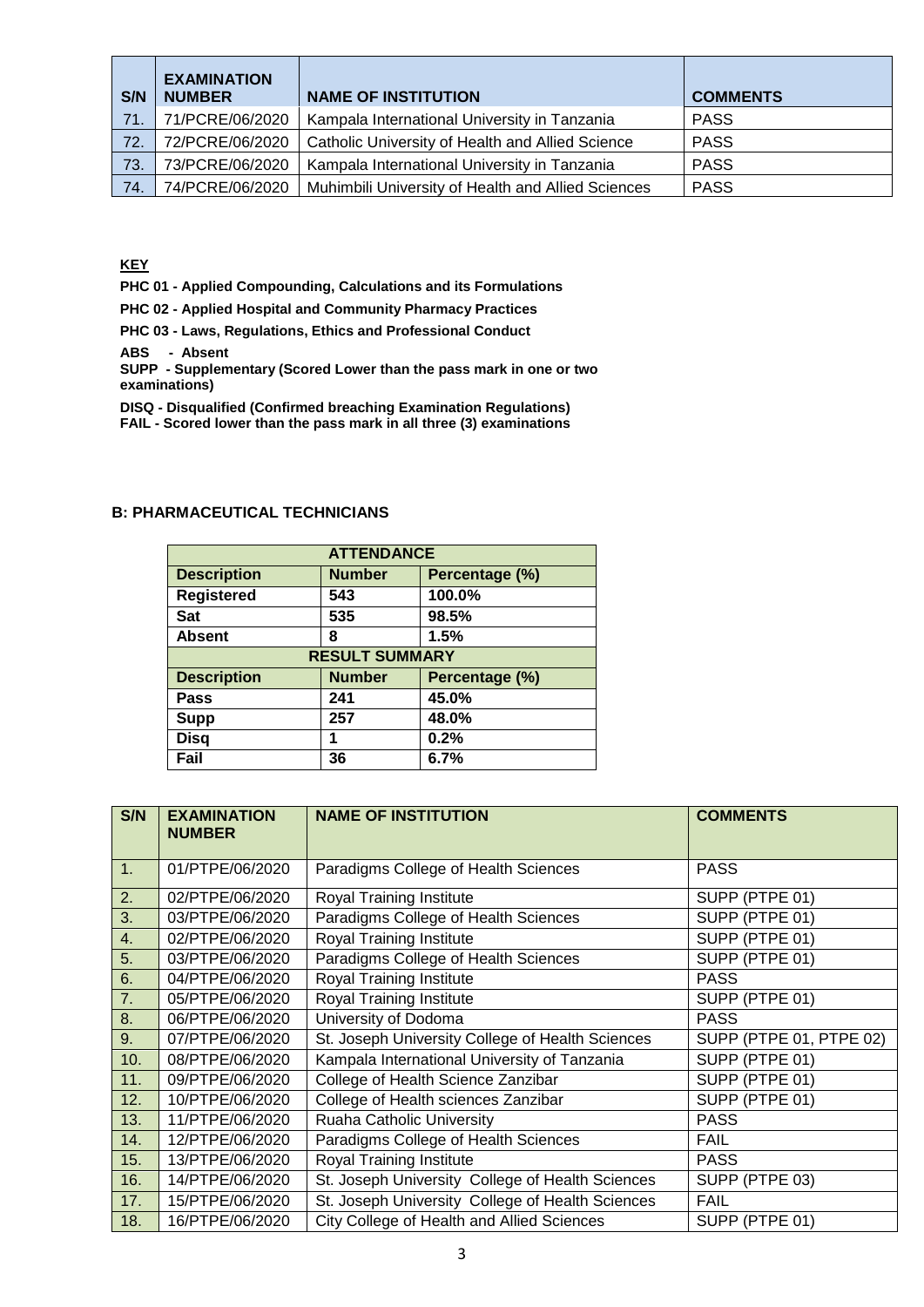| S/N | EXAMINATION NUMBER | NAME OF INSTITUTION | COMMENTS |
|---|---|---|---|
| 71. | 71/PCRE/06/2020 | Kampala International University in Tanzania | PASS |
| 72. | 72/PCRE/06/2020 | Catholic University of Health and Allied Science | PASS |
| 73. | 73/PCRE/06/2020 | Kampala International University in Tanzania | PASS |
| 74. | 74/PCRE/06/2020 | Muhimbili University of Health and Allied Sciences | PASS |

**KEY**

**PHC 01 - Applied Compounding, Calculations and its Formulations**

**PHC 02 - Applied Hospital and Community Pharmacy Practices**

**PHC 03 - Laws, Regulations, Ethics and Professional Conduct**

**ABS - Absent**

**SUPP - Supplementary (Scored Lower than the pass mark in one or two examinations)**

**DISQ - Disqualified (Confirmed breaching Examination Regulations)**

**FAIL - Scored lower than the pass mark in all three (3) examinations**

## B: PHARMACEUTICAL TECHNICIANS

| ATTENDANCE | | |
|---|---|---|
| **Description** | **Number** | **Percentage (%)** |
| **Registered** | **543** | **100.0%** |
| **Sat** | **535** | **98.5%** |
| **Absent** | **8** | **1.5%** |
| **RESULT SUMMARY** | | |
| **Description** | **Number** | **Percentage (%)** |
| **Pass** | **241** | **45.0%** |
| **Supp** | **257** | **48.0%** |
| **Disq** | **1** | **0.2%** |
| **Fail** | **36** | **6.7%** |

| S/N | EXAMINATION NUMBER | NAME OF INSTITUTION | COMMENTS |
|---|---|---|---|
| 1. | 01/PTPE/06/2020 | Paradigms College of Health Sciences | PASS |
| 2. | 02/PTPE/06/2020 | Royal Training Institute | SUPP (PTPE 01) |
| 3. | 03/PTPE/06/2020 | Paradigms College of Health Sciences | SUPP (PTPE 01) |
| 4. | 02/PTPE/06/2020 | Royal Training Institute | SUPP (PTPE 01) |
| 5. | 03/PTPE/06/2020 | Paradigms College of Health Sciences | SUPP (PTPE 01) |
| 6. | 04/PTPE/06/2020 | Royal Training Institute | PASS |
| 7. | 05/PTPE/06/2020 | Royal Training Institute | SUPP (PTPE 01) |
| 8. | 06/PTPE/06/2020 | University of Dodoma | PASS |
| 9. | 07/PTPE/06/2020 | St. Joseph University College of Health Sciences | SUPP (PTPE 01, PTPE 02) |
| 10. | 08/PTPE/06/2020 | Kampala International University of Tanzania | SUPP (PTPE 01) |
| 11. | 09/PTPE/06/2020 | College of Health Science Zanzibar | SUPP (PTPE 01) |
| 12. | 10/PTPE/06/2020 | College of Health sciences Zanzibar | SUPP (PTPE 01) |
| 13. | 11/PTPE/06/2020 | Ruaha Catholic University | PASS |
| 14. | 12/PTPE/06/2020 | Paradigms College of Health Sciences | FAIL |
| 15. | 13/PTPE/06/2020 | Royal Training Institute | PASS |
| 16. | 14/PTPE/06/2020 | St. Joseph University College of Health Sciences | SUPP (PTPE 03) |
| 17. | 15/PTPE/06/2020 | St. Joseph University College of Health Sciences | FAIL |
| 18. | 16/PTPE/06/2020 | City College of Health and Allied Sciences | SUPP (PTPE 01) |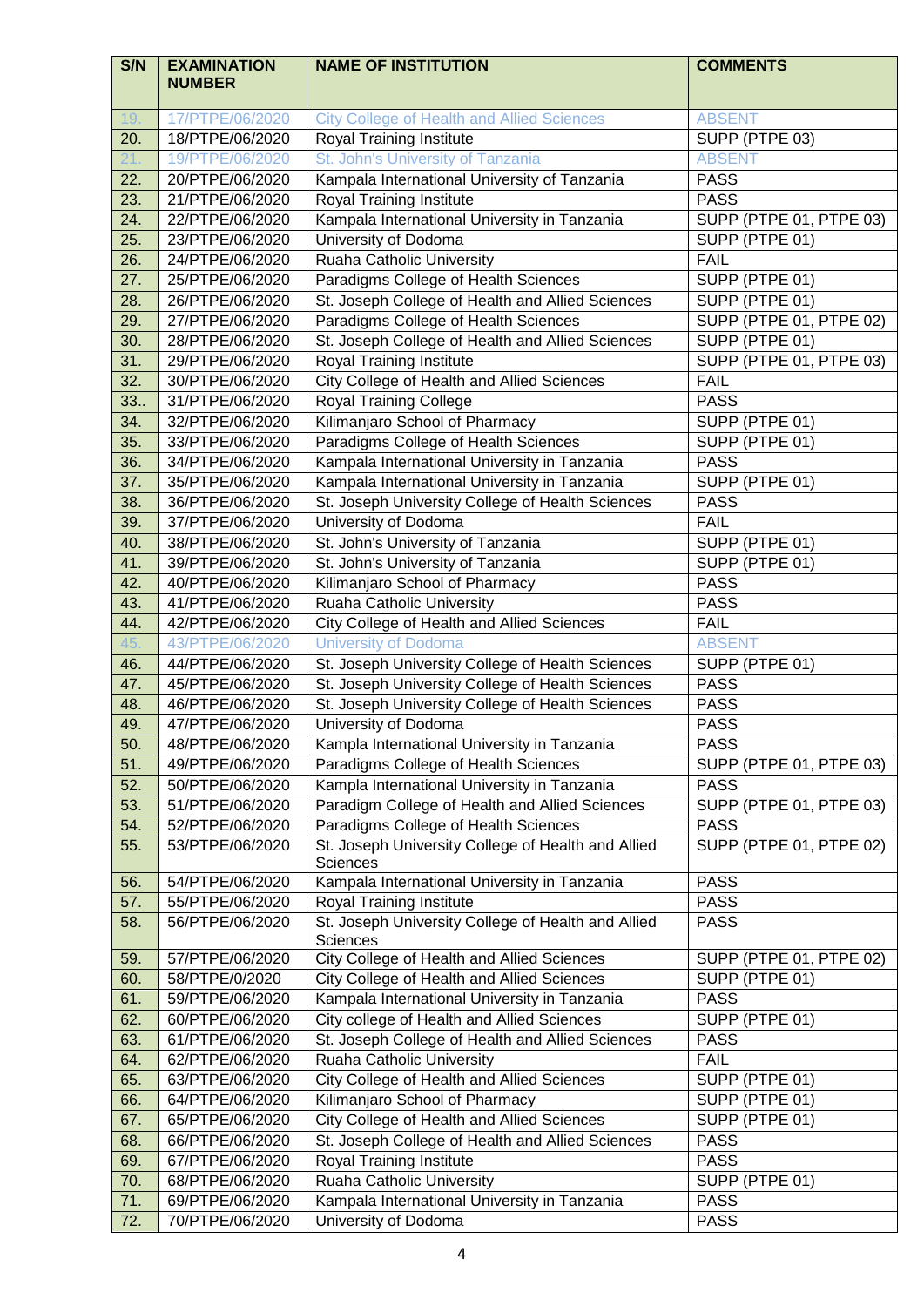| S/N | EXAMINATION NUMBER | NAME OF INSTITUTION | COMMENTS |
|---|---|---|---|
| 19. | 17/PTPE/06/2020 | City College of Health and Allied Sciences | ABSENT |
| 20. | 18/PTPE/06/2020 | Royal Training Institute | SUPP (PTPE 03) |
| 21. | 19/PTPE/06/2020 | St. John's University of Tanzania | ABSENT |
| 22. | 20/PTPE/06/2020 | Kampala International University of Tanzania | PASS |
| 23. | 21/PTPE/06/2020 | Royal Training Institute | PASS |
| 24. | 22/PTPE/06/2020 | Kampala International University in Tanzania | SUPP (PTPE 01, PTPE 03) |
| 25. | 23/PTPE/06/2020 | University of Dodoma | SUPP (PTPE 01) |
| 26. | 24/PTPE/06/2020 | Ruaha Catholic University | FAIL |
| 27. | 25/PTPE/06/2020 | Paradigms College of Health Sciences | SUPP (PTPE 01) |
| 28. | 26/PTPE/06/2020 | St. Joseph College of Health and Allied Sciences | SUPP (PTPE 01) |
| 29. | 27/PTPE/06/2020 | Paradigms College of Health Sciences | SUPP (PTPE 01, PTPE 02) |
| 30. | 28/PTPE/06/2020 | St. Joseph College of Health and Allied Sciences | SUPP (PTPE 01) |
| 31. | 29/PTPE/06/2020 | Royal Training Institute | SUPP (PTPE 01, PTPE 03) |
| 32. | 30/PTPE/06/2020 | City College of Health and Allied Sciences | FAIL |
| 33.. | 31/PTPE/06/2020 | Royal Training College | PASS |
| 34. | 32/PTPE/06/2020 | Kilimanjaro School of Pharmacy | SUPP (PTPE 01) |
| 35. | 33/PTPE/06/2020 | Paradigms College of Health Sciences | SUPP (PTPE 01) |
| 36. | 34/PTPE/06/2020 | Kampala International University in Tanzania | PASS |
| 37. | 35/PTPE/06/2020 | Kampala International University in Tanzania | SUPP (PTPE 01) |
| 38. | 36/PTPE/06/2020 | St. Joseph University College of Health Sciences | PASS |
| 39. | 37/PTPE/06/2020 | University of Dodoma | FAIL |
| 40. | 38/PTPE/06/2020 | St. John's University of Tanzania | SUPP (PTPE 01) |
| 41. | 39/PTPE/06/2020 | St. John's University of Tanzania | SUPP (PTPE 01) |
| 42. | 40/PTPE/06/2020 | Kilimanjaro School of Pharmacy | PASS |
| 43. | 41/PTPE/06/2020 | Ruaha Catholic University | PASS |
| 44. | 42/PTPE/06/2020 | City College of Health and Allied Sciences | FAIL |
| 45. | 43/PTPE/06/2020 | University of Dodoma | ABSENT |
| 46. | 44/PTPE/06/2020 | St. Joseph University College of Health Sciences | SUPP (PTPE 01) |
| 47. | 45/PTPE/06/2020 | St. Joseph University College of Health Sciences | PASS |
| 48. | 46/PTPE/06/2020 | St. Joseph University College of Health Sciences | PASS |
| 49. | 47/PTPE/06/2020 | University of Dodoma | PASS |
| 50. | 48/PTPE/06/2020 | Kampla International University in Tanzania | PASS |
| 51. | 49/PTPE/06/2020 | Paradigms College of Health Sciences | SUPP (PTPE 01, PTPE 03) |
| 52. | 50/PTPE/06/2020 | Kampla International University in Tanzania | PASS |
| 53. | 51/PTPE/06/2020 | Paradigm College of Health and Allied Sciences | SUPP (PTPE 01, PTPE 03) |
| 54. | 52/PTPE/06/2020 | Paradigms College of Health Sciences | PASS |
| 55. | 53/PTPE/06/2020 | St. Joseph University College of Health and Allied Sciences | SUPP (PTPE 01, PTPE 02) |
| 56. | 54/PTPE/06/2020 | Kampala International University in Tanzania | PASS |
| 57. | 55/PTPE/06/2020 | Royal Training Institute | PASS |
| 58. | 56/PTPE/06/2020 | St. Joseph University College of Health and Allied Sciences | PASS |
| 59. | 57/PTPE/06/2020 | City College of Health and Allied Sciences | SUPP (PTPE 01, PTPE 02) |
| 60. | 58/PTPE/0/2020 | City College of Health and Allied Sciences | SUPP (PTPE 01) |
| 61. | 59/PTPE/06/2020 | Kampala International University in Tanzania | PASS |
| 62. | 60/PTPE/06/2020 | City college of Health and Allied Sciences | SUPP (PTPE 01) |
| 63. | 61/PTPE/06/2020 | St. Joseph College of Health and Allied Sciences | PASS |
| 64. | 62/PTPE/06/2020 | Ruaha Catholic University | FAIL |
| 65. | 63/PTPE/06/2020 | City College of Health and Allied Sciences | SUPP (PTPE 01) |
| 66. | 64/PTPE/06/2020 | Kilimanjaro School of Pharmacy | SUPP (PTPE 01) |
| 67. | 65/PTPE/06/2020 | City College of Health and Allied Sciences | SUPP (PTPE 01) |
| 68. | 66/PTPE/06/2020 | St. Joseph College of Health and Allied Sciences | PASS |
| 69. | 67/PTPE/06/2020 | Royal Training Institute | PASS |
| 70. | 68/PTPE/06/2020 | Ruaha Catholic University | SUPP (PTPE 01) |
| 71. | 69/PTPE/06/2020 | Kampala International University in Tanzania | PASS |
| 72. | 70/PTPE/06/2020 | University of Dodoma | PASS |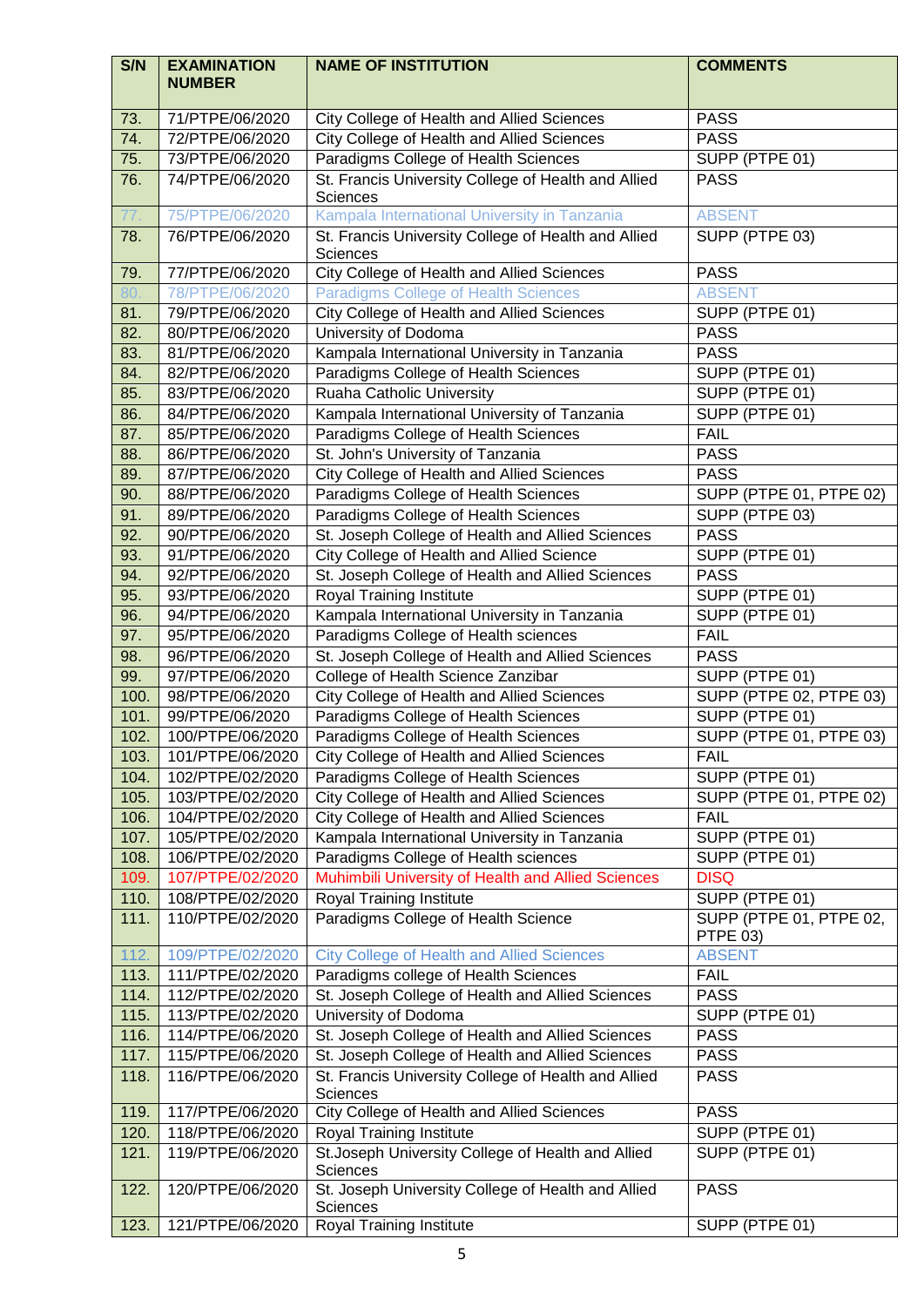| S/N | EXAMINATION NUMBER | NAME OF INSTITUTION | COMMENTS |
|---|---|---|---|
| 73. | 71/PTPE/06/2020 | City College of Health and Allied Sciences | PASS |
| 74. | 72/PTPE/06/2020 | City College of Health and Allied Sciences | PASS |
| 75. | 73/PTPE/06/2020 | Paradigms College of Health Sciences | SUPP (PTPE 01) |
| 76. | 74/PTPE/06/2020 | St. Francis University College of Health and Allied Sciences | PASS |
| 77. | 75/PTPE/06/2020 | Kampala International University in Tanzania | ABSENT |
| 78. | 76/PTPE/06/2020 | St. Francis University College of Health and Allied Sciences | SUPP (PTPE 03) |
| 79. | 77/PTPE/06/2020 | City College of Health and Allied Sciences | PASS |
| 80. | 78/PTPE/06/2020 | Paradigms College of Health Sciences | ABSENT |
| 81. | 79/PTPE/06/2020 | City College of Health and Allied Sciences | SUPP (PTPE 01) |
| 82. | 80/PTPE/06/2020 | University of Dodoma | PASS |
| 83. | 81/PTPE/06/2020 | Kampala International University in Tanzania | PASS |
| 84. | 82/PTPE/06/2020 | Paradigms College of Health Sciences | SUPP (PTPE 01) |
| 85. | 83/PTPE/06/2020 | Ruaha Catholic University | SUPP (PTPE 01) |
| 86. | 84/PTPE/06/2020 | Kampala International University of Tanzania | SUPP (PTPE 01) |
| 87. | 85/PTPE/06/2020 | Paradigms College of Health Sciences | FAIL |
| 88. | 86/PTPE/06/2020 | St. John's University of Tanzania | PASS |
| 89. | 87/PTPE/06/2020 | City College of Health and Allied Sciences | PASS |
| 90. | 88/PTPE/06/2020 | Paradigms College of Health Sciences | SUPP (PTPE 01, PTPE 02) |
| 91. | 89/PTPE/06/2020 | Paradigms College of Health Sciences | SUPP (PTPE 03) |
| 92. | 90/PTPE/06/2020 | St. Joseph College of Health and Allied Sciences | PASS |
| 93. | 91/PTPE/06/2020 | City College of Health and Allied Science | SUPP (PTPE 01) |
| 94. | 92/PTPE/06/2020 | St. Joseph College of Health and Allied Sciences | PASS |
| 95. | 93/PTPE/06/2020 | Royal Training Institute | SUPP (PTPE 01) |
| 96. | 94/PTPE/06/2020 | Kampala International University in Tanzania | SUPP (PTPE 01) |
| 97. | 95/PTPE/06/2020 | Paradigms College of Health sciences | FAIL |
| 98. | 96/PTPE/06/2020 | St. Joseph College of Health and Allied Sciences | PASS |
| 99. | 97/PTPE/06/2020 | College of Health Science Zanzibar | SUPP (PTPE 01) |
| 100. | 98/PTPE/06/2020 | City College of Health and Allied Sciences | SUPP (PTPE 02, PTPE 03) |
| 101. | 99/PTPE/06/2020 | Paradigms College of Health Sciences | SUPP (PTPE 01) |
| 102. | 100/PTPE/06/2020 | Paradigms College of Health Sciences | SUPP (PTPE 01, PTPE 03) |
| 103. | 101/PTPE/06/2020 | City College of Health and Allied Sciences | FAIL |
| 104. | 102/PTPE/02/2020 | Paradigms College of Health Sciences | SUPP (PTPE 01) |
| 105. | 103/PTPE/02/2020 | City College of Health and Allied Sciences | SUPP (PTPE 01, PTPE 02) |
| 106. | 104/PTPE/02/2020 | City College of Health and Allied Sciences | FAIL |
| 107. | 105/PTPE/02/2020 | Kampala International University in Tanzania | SUPP (PTPE 01) |
| 108. | 106/PTPE/02/2020 | Paradigms College of Health sciences | SUPP (PTPE 01) |
| 109. | 107/PTPE/02/2020 | Muhimbili University of Health and Allied Sciences | DISQ |
| 110. | 108/PTPE/02/2020 | Royal Training Institute | SUPP (PTPE 01) |
| 111. | 110/PTPE/02/2020 | Paradigms College of Health Science | SUPP (PTPE 01, PTPE 02, PTPE 03) |
| 112. | 109/PTPE/02/2020 | City College of Health and Allied Sciences | ABSENT |
| 113. | 111/PTPE/02/2020 | Paradigms college of Health Sciences | FAIL |
| 114. | 112/PTPE/02/2020 | St. Joseph College of Health and Allied Sciences | PASS |
| 115. | 113/PTPE/02/2020 | University of Dodoma | SUPP (PTPE 01) |
| 116. | 114/PTPE/06/2020 | St. Joseph College of Health and Allied Sciences | PASS |
| 117. | 115/PTPE/06/2020 | St. Joseph College of Health and Allied Sciences | PASS |
| 118. | 116/PTPE/06/2020 | St. Francis University College of Health and Allied Sciences | PASS |
| 119. | 117/PTPE/06/2020 | City College of Health and Allied Sciences | PASS |
| 120. | 118/PTPE/06/2020 | Royal Training Institute | SUPP (PTPE 01) |
| 121. | 119/PTPE/06/2020 | St.Joseph University College of Health and Allied Sciences | SUPP (PTPE 01) |
| 122. | 120/PTPE/06/2020 | St. Joseph University College of Health and Allied Sciences | PASS |
| 123. | 121/PTPE/06/2020 | Royal Training Institute | SUPP (PTPE 01) |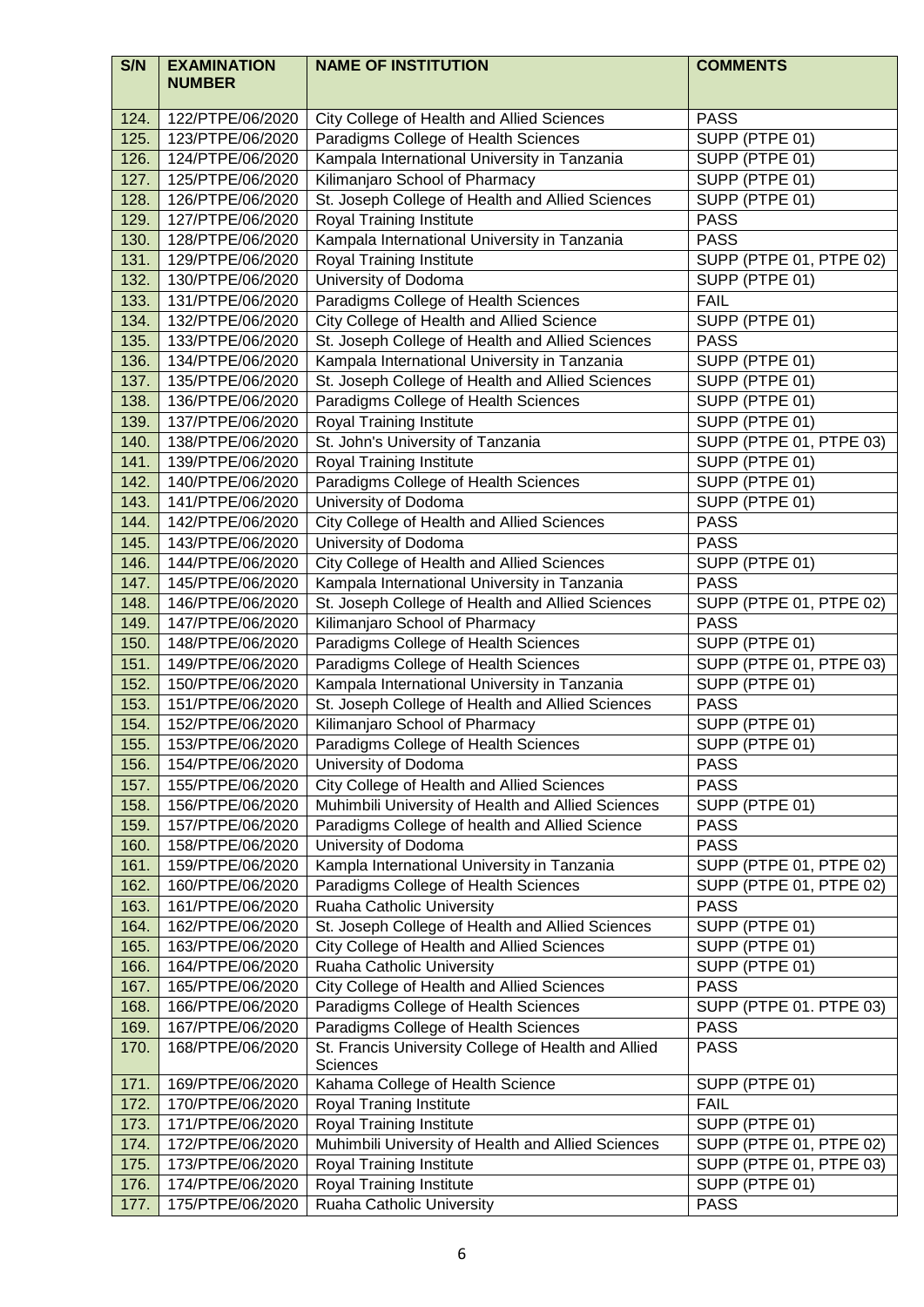| S/N | EXAMINATION NUMBER | NAME OF INSTITUTION | COMMENTS |
|---|---|---|---|
| 124. | 122/PTPE/06/2020 | City College of Health and Allied Sciences | PASS |
| 125. | 123/PTPE/06/2020 | Paradigms College of Health Sciences | SUPP (PTPE 01) |
| 126. | 124/PTPE/06/2020 | Kampala International University in Tanzania | SUPP (PTPE 01) |
| 127. | 125/PTPE/06/2020 | Kilimanjaro School of Pharmacy | SUPP (PTPE 01) |
| 128. | 126/PTPE/06/2020 | St. Joseph College of Health and Allied Sciences | SUPP (PTPE 01) |
| 129. | 127/PTPE/06/2020 | Royal Training Institute | PASS |
| 130. | 128/PTPE/06/2020 | Kampala International University in Tanzania | PASS |
| 131. | 129/PTPE/06/2020 | Royal Training Institute | SUPP (PTPE 01, PTPE 02) |
| 132. | 130/PTPE/06/2020 | University of Dodoma | SUPP (PTPE 01) |
| 133. | 131/PTPE/06/2020 | Paradigms College of Health Sciences | FAIL |
| 134. | 132/PTPE/06/2020 | City College of Health and Allied Science | SUPP (PTPE 01) |
| 135. | 133/PTPE/06/2020 | St. Joseph College of Health and Allied Sciences | PASS |
| 136. | 134/PTPE/06/2020 | Kampala International University in Tanzania | SUPP (PTPE 01) |
| 137. | 135/PTPE/06/2020 | St. Joseph College of Health and Allied Sciences | SUPP (PTPE 01) |
| 138. | 136/PTPE/06/2020 | Paradigms College of Health Sciences | SUPP (PTPE 01) |
| 139. | 137/PTPE/06/2020 | Royal Training Institute | SUPP (PTPE 01) |
| 140. | 138/PTPE/06/2020 | St. John's University of Tanzania | SUPP (PTPE 01, PTPE 03) |
| 141. | 139/PTPE/06/2020 | Royal Training Institute | SUPP (PTPE 01) |
| 142. | 140/PTPE/06/2020 | Paradigms College of Health Sciences | SUPP (PTPE 01) |
| 143. | 141/PTPE/06/2020 | University of Dodoma | SUPP (PTPE 01) |
| 144. | 142/PTPE/06/2020 | City College of Health and Allied Sciences | PASS |
| 145. | 143/PTPE/06/2020 | University of Dodoma | PASS |
| 146. | 144/PTPE/06/2020 | City College of Health and Allied Sciences | SUPP (PTPE 01) |
| 147. | 145/PTPE/06/2020 | Kampala International University in Tanzania | PASS |
| 148. | 146/PTPE/06/2020 | St. Joseph College of Health and Allied Sciences | SUPP (PTPE 01, PTPE 02) |
| 149. | 147/PTPE/06/2020 | Kilimanjaro School of Pharmacy | PASS |
| 150. | 148/PTPE/06/2020 | Paradigms College of Health Sciences | SUPP (PTPE 01) |
| 151. | 149/PTPE/06/2020 | Paradigms College of Health Sciences | SUPP (PTPE 01, PTPE 03) |
| 152. | 150/PTPE/06/2020 | Kampala International University in Tanzania | SUPP (PTPE 01) |
| 153. | 151/PTPE/06/2020 | St. Joseph College of Health and Allied Sciences | PASS |
| 154. | 152/PTPE/06/2020 | Kilimanjaro School of Pharmacy | SUPP (PTPE 01) |
| 155. | 153/PTPE/06/2020 | Paradigms College of Health Sciences | SUPP (PTPE 01) |
| 156. | 154/PTPE/06/2020 | University of Dodoma | PASS |
| 157. | 155/PTPE/06/2020 | City College of Health and Allied Sciences | PASS |
| 158. | 156/PTPE/06/2020 | Muhimbili University of Health and Allied Sciences | SUPP (PTPE 01) |
| 159. | 157/PTPE/06/2020 | Paradigms College of health and Allied Science | PASS |
| 160. | 158/PTPE/06/2020 | University of Dodoma | PASS |
| 161. | 159/PTPE/06/2020 | Kampla International University in Tanzania | SUPP (PTPE 01, PTPE 02) |
| 162. | 160/PTPE/06/2020 | Paradigms College of Health Sciences | SUPP (PTPE 01, PTPE 02) |
| 163. | 161/PTPE/06/2020 | Ruaha Catholic University | PASS |
| 164. | 162/PTPE/06/2020 | St. Joseph College of Health and Allied Sciences | SUPP (PTPE 01) |
| 165. | 163/PTPE/06/2020 | City College of Health and Allied Sciences | SUPP (PTPE 01) |
| 166. | 164/PTPE/06/2020 | Ruaha Catholic University | SUPP (PTPE 01) |
| 167. | 165/PTPE/06/2020 | City College of Health and Allied Sciences | PASS |
| 168. | 166/PTPE/06/2020 | Paradigms College of Health Sciences | SUPP (PTPE 01. PTPE 03) |
| 169. | 167/PTPE/06/2020 | Paradigms College of Health Sciences | PASS |
| 170. | 168/PTPE/06/2020 | St. Francis University College of Health and Allied Sciences | PASS |
| 171. | 169/PTPE/06/2020 | Kahama College of Health Science | SUPP (PTPE 01) |
| 172. | 170/PTPE/06/2020 | Royal Traning Institute | FAIL |
| 173. | 171/PTPE/06/2020 | Royal Training Institute | SUPP (PTPE 01) |
| 174. | 172/PTPE/06/2020 | Muhimbili University of Health and Allied Sciences | SUPP (PTPE 01, PTPE 02) |
| 175. | 173/PTPE/06/2020 | Royal Training Institute | SUPP (PTPE 01, PTPE 03) |
| 176. | 174/PTPE/06/2020 | Royal Training Institute | SUPP (PTPE 01) |
| 177. | 175/PTPE/06/2020 | Ruaha Catholic University | PASS |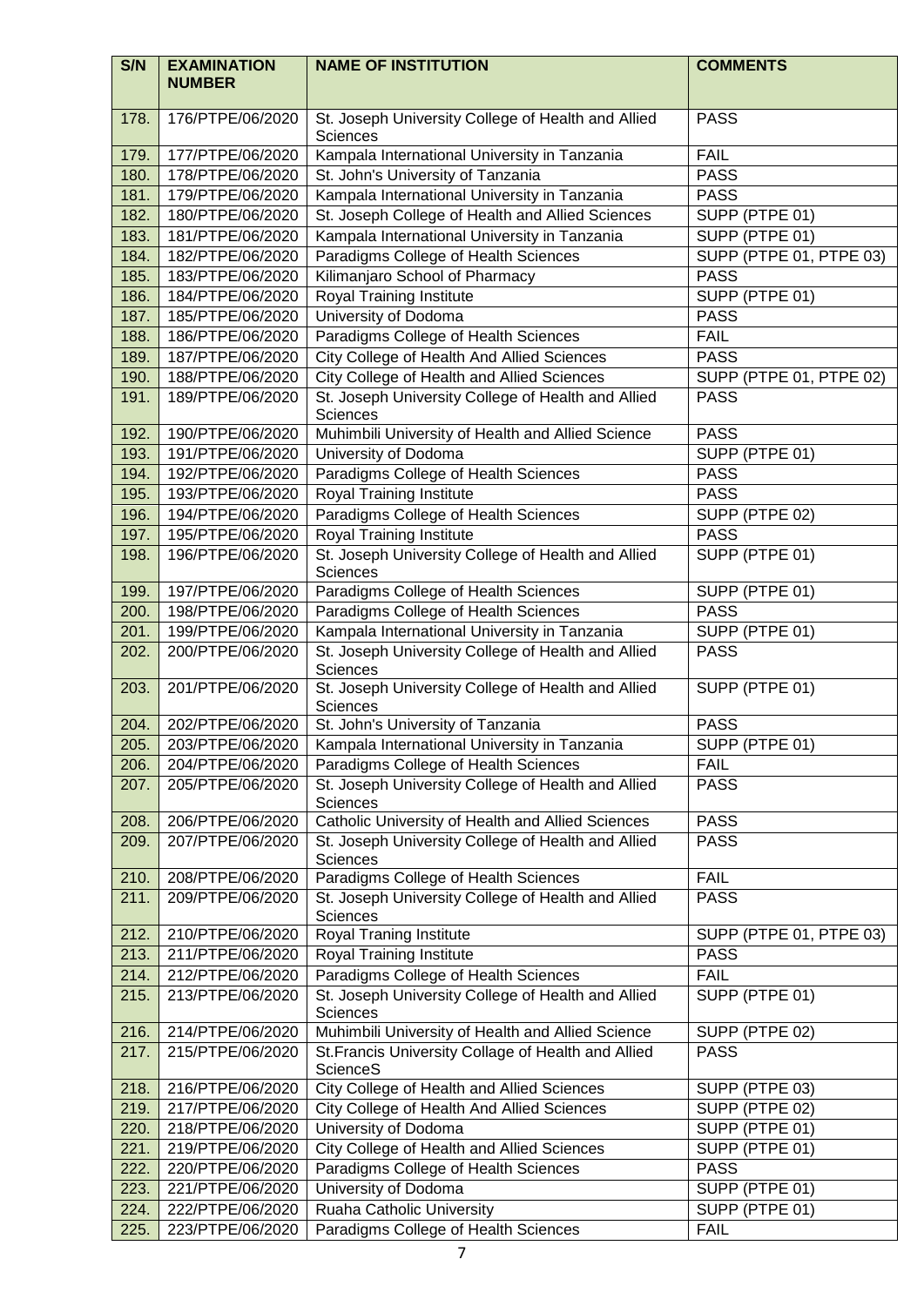| S/N | EXAMINATION NUMBER | NAME OF INSTITUTION | COMMENTS |
|---|---|---|---|
| 178. | 176/PTPE/06/2020 | St. Joseph University College of Health and Allied Sciences | PASS |
| 179. | 177/PTPE/06/2020 | Kampala International University in Tanzania | FAIL |
| 180. | 178/PTPE/06/2020 | St. John's University of Tanzania | PASS |
| 181. | 179/PTPE/06/2020 | Kampala International University in Tanzania | PASS |
| 182. | 180/PTPE/06/2020 | St. Joseph College of Health and Allied Sciences | SUPP (PTPE 01) |
| 183. | 181/PTPE/06/2020 | Kampala International University in Tanzania | SUPP (PTPE 01) |
| 184. | 182/PTPE/06/2020 | Paradigms College of Health Sciences | SUPP (PTPE 01, PTPE 03) |
| 185. | 183/PTPE/06/2020 | Kilimanjaro School of Pharmacy | PASS |
| 186. | 184/PTPE/06/2020 | Royal Training Institute | SUPP (PTPE 01) |
| 187. | 185/PTPE/06/2020 | University of Dodoma | PASS |
| 188. | 186/PTPE/06/2020 | Paradigms College of Health Sciences | FAIL |
| 189. | 187/PTPE/06/2020 | City College of Health And Allied Sciences | PASS |
| 190. | 188/PTPE/06/2020 | City College of Health and Allied Sciences | SUPP (PTPE 01, PTPE 02) |
| 191. | 189/PTPE/06/2020 | St. Joseph University College of Health and Allied Sciences | PASS |
| 192. | 190/PTPE/06/2020 | Muhimbili University of Health and Allied Science | PASS |
| 193. | 191/PTPE/06/2020 | University of Dodoma | SUPP (PTPE 01) |
| 194. | 192/PTPE/06/2020 | Paradigms College of Health Sciences | PASS |
| 195. | 193/PTPE/06/2020 | Royal Training Institute | PASS |
| 196. | 194/PTPE/06/2020 | Paradigms College of Health Sciences | SUPP (PTPE 02) |
| 197. | 195/PTPE/06/2020 | Royal Training Institute | PASS |
| 198. | 196/PTPE/06/2020 | St. Joseph University College of Health and Allied Sciences | SUPP (PTPE 01) |
| 199. | 197/PTPE/06/2020 | Paradigms College of Health Sciences | SUPP (PTPE 01) |
| 200. | 198/PTPE/06/2020 | Paradigms College of Health Sciences | PASS |
| 201. | 199/PTPE/06/2020 | Kampala International University in Tanzania | SUPP (PTPE 01) |
| 202. | 200/PTPE/06/2020 | St. Joseph University College of Health and Allied Sciences | PASS |
| 203. | 201/PTPE/06/2020 | St. Joseph University College of Health and Allied Sciences | SUPP (PTPE 01) |
| 204. | 202/PTPE/06/2020 | St. John's University of Tanzania | PASS |
| 205. | 203/PTPE/06/2020 | Kampala International University in Tanzania | SUPP (PTPE 01) |
| 206. | 204/PTPE/06/2020 | Paradigms College of Health Sciences | FAIL |
| 207. | 205/PTPE/06/2020 | St. Joseph University College of Health and Allied Sciences | PASS |
| 208. | 206/PTPE/06/2020 | Catholic University of Health and Allied Sciences | PASS |
| 209. | 207/PTPE/06/2020 | St. Joseph University College of Health and Allied Sciences | PASS |
| 210. | 208/PTPE/06/2020 | Paradigms College of Health Sciences | FAIL |
| 211. | 209/PTPE/06/2020 | St. Joseph University College of Health and Allied Sciences | PASS |
| 212. | 210/PTPE/06/2020 | Royal Traning Institute | SUPP (PTPE 01, PTPE 03) |
| 213. | 211/PTPE/06/2020 | Royal Training Institute | PASS |
| 214. | 212/PTPE/06/2020 | Paradigms College of Health Sciences | FAIL |
| 215. | 213/PTPE/06/2020 | St. Joseph University College of Health and Allied Sciences | SUPP (PTPE 01) |
| 216. | 214/PTPE/06/2020 | Muhimbili University of Health and Allied Science | SUPP (PTPE 02) |
| 217. | 215/PTPE/06/2020 | St.Francis University Collage of Health and Allied ScienceS | PASS |
| 218. | 216/PTPE/06/2020 | City College of Health and Allied Sciences | SUPP (PTPE 03) |
| 219. | 217/PTPE/06/2020 | City College of Health And Allied Sciences | SUPP (PTPE 02) |
| 220. | 218/PTPE/06/2020 | University of Dodoma | SUPP (PTPE 01) |
| 221. | 219/PTPE/06/2020 | City College of Health and Allied Sciences | SUPP (PTPE 01) |
| 222. | 220/PTPE/06/2020 | Paradigms College of Health Sciences | PASS |
| 223. | 221/PTPE/06/2020 | University of Dodoma | SUPP (PTPE 01) |
| 224. | 222/PTPE/06/2020 | Ruaha Catholic University | SUPP (PTPE 01) |
| 225. | 223/PTPE/06/2020 | Paradigms College of Health Sciences | FAIL |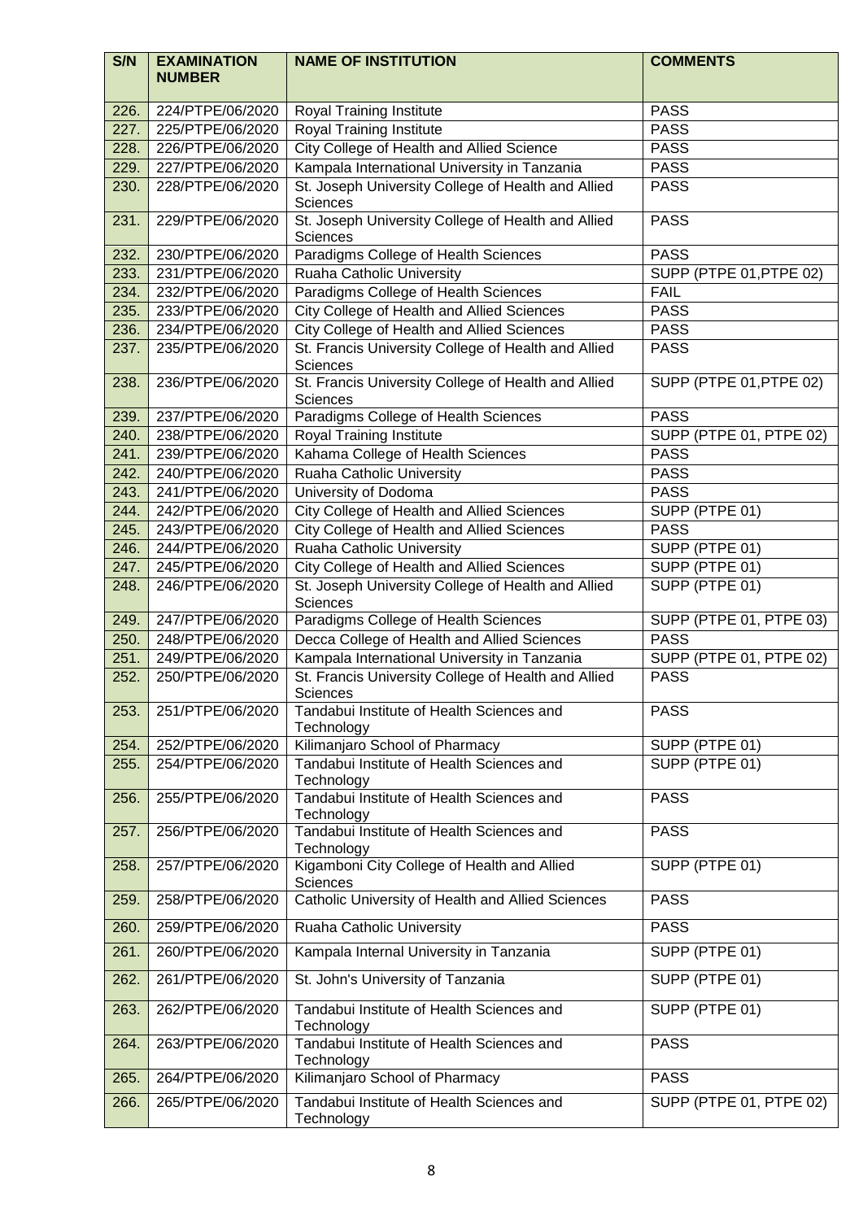| S/N | EXAMINATION NUMBER | NAME OF INSTITUTION | COMMENTS |
|---|---|---|---|
| 226. | 224/PTPE/06/2020 | Royal Training Institute | PASS |
| 227. | 225/PTPE/06/2020 | Royal Training Institute | PASS |
| 228. | 226/PTPE/06/2020 | City College of Health and Allied Science | PASS |
| 229. | 227/PTPE/06/2020 | Kampala International University in Tanzania | PASS |
| 230. | 228/PTPE/06/2020 | St. Joseph University College of Health and Allied Sciences | PASS |
| 231. | 229/PTPE/06/2020 | St. Joseph University College of Health and Allied Sciences | PASS |
| 232. | 230/PTPE/06/2020 | Paradigms College of Health Sciences | PASS |
| 233. | 231/PTPE/06/2020 | Ruaha Catholic University | SUPP (PTPE 01,PTPE 02) |
| 234. | 232/PTPE/06/2020 | Paradigms College of Health Sciences | FAIL |
| 235. | 233/PTPE/06/2020 | City College of Health and Allied Sciences | PASS |
| 236. | 234/PTPE/06/2020 | City College of Health and Allied Sciences | PASS |
| 237. | 235/PTPE/06/2020 | St. Francis University College of Health and Allied Sciences | PASS |
| 238. | 236/PTPE/06/2020 | St. Francis University College of Health and Allied Sciences | SUPP (PTPE 01,PTPE 02) |
| 239. | 237/PTPE/06/2020 | Paradigms College of Health Sciences | PASS |
| 240. | 238/PTPE/06/2020 | Royal Training Institute | SUPP (PTPE 01, PTPE 02) |
| 241. | 239/PTPE/06/2020 | Kahama College of Health Sciences | PASS |
| 242. | 240/PTPE/06/2020 | Ruaha Catholic University | PASS |
| 243. | 241/PTPE/06/2020 | University of Dodoma | PASS |
| 244. | 242/PTPE/06/2020 | City College of Health and Allied Sciences | SUPP (PTPE 01) |
| 245. | 243/PTPE/06/2020 | City College of Health and Allied Sciences | PASS |
| 246. | 244/PTPE/06/2020 | Ruaha Catholic University | SUPP (PTPE 01) |
| 247. | 245/PTPE/06/2020 | City College of Health and Allied Sciences | SUPP (PTPE 01) |
| 248. | 246/PTPE/06/2020 | St. Joseph University College of Health and Allied Sciences | SUPP (PTPE 01) |
| 249. | 247/PTPE/06/2020 | Paradigms College of Health Sciences | SUPP (PTPE 01, PTPE 03) |
| 250. | 248/PTPE/06/2020 | Decca College of Health and Allied Sciences | PASS |
| 251. | 249/PTPE/06/2020 | Kampala International University in Tanzania | SUPP (PTPE 01, PTPE 02) |
| 252. | 250/PTPE/06/2020 | St. Francis University College of Health and Allied Sciences | PASS |
| 253. | 251/PTPE/06/2020 | Tandabui Institute of Health Sciences and Technology | PASS |
| 254. | 252/PTPE/06/2020 | Kilimanjaro School of Pharmacy | SUPP (PTPE 01) |
| 255. | 254/PTPE/06/2020 | Tandabui Institute of Health Sciences and Technology | SUPP (PTPE 01) |
| 256. | 255/PTPE/06/2020 | Tandabui Institute of Health Sciences and Technology | PASS |
| 257. | 256/PTPE/06/2020 | Tandabui Institute of Health Sciences and Technology | PASS |
| 258. | 257/PTPE/06/2020 | Kigamboni City College of Health and Allied Sciences | SUPP (PTPE 01) |
| 259. | 258/PTPE/06/2020 | Catholic University of Health and Allied Sciences | PASS |
| 260. | 259/PTPE/06/2020 | Ruaha Catholic University | PASS |
| 261. | 260/PTPE/06/2020 | Kampala Internal University in Tanzania | SUPP (PTPE 01) |
| 262. | 261/PTPE/06/2020 | St. John's University of Tanzania | SUPP (PTPE 01) |
| 263. | 262/PTPE/06/2020 | Tandabui Institute of Health Sciences and Technology | SUPP (PTPE 01) |
| 264. | 263/PTPE/06/2020 | Tandabui Institute of Health Sciences and Technology | PASS |
| 265. | 264/PTPE/06/2020 | Kilimanjaro School of Pharmacy | PASS |
| 266. | 265/PTPE/06/2020 | Tandabui Institute of Health Sciences and Technology | SUPP (PTPE 01, PTPE 02) |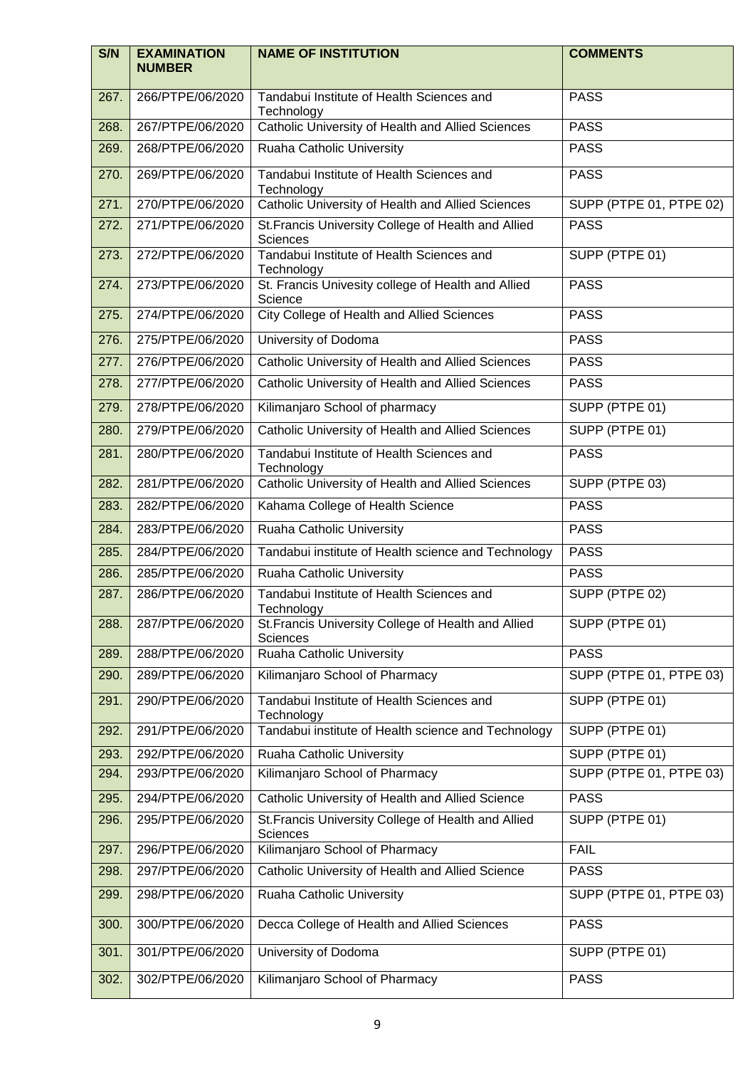| S/N | EXAMINATION NUMBER | NAME OF INSTITUTION | COMMENTS |
|---|---|---|---|
| 267. | 266/PTPE/06/2020 | Tandabui Institute of Health Sciences and Technology | PASS |
| 268. | 267/PTPE/06/2020 | Catholic University of Health and Allied Sciences | PASS |
| 269. | 268/PTPE/06/2020 | Ruaha Catholic University | PASS |
| 270. | 269/PTPE/06/2020 | Tandabui Institute of Health Sciences and Technology | PASS |
| 271. | 270/PTPE/06/2020 | Catholic University of Health and Allied Sciences | SUPP (PTPE 01, PTPE 02) |
| 272. | 271/PTPE/06/2020 | St.Francis University College of Health and Allied Sciences | PASS |
| 273. | 272/PTPE/06/2020 | Tandabui Institute of Health Sciences and Technology | SUPP (PTPE 01) |
| 274. | 273/PTPE/06/2020 | St. Francis Univesity college of Health and Allied Science | PASS |
| 275. | 274/PTPE/06/2020 | City College of Health and Allied Sciences | PASS |
| 276. | 275/PTPE/06/2020 | University of Dodoma | PASS |
| 277. | 276/PTPE/06/2020 | Catholic University of Health and Allied Sciences | PASS |
| 278. | 277/PTPE/06/2020 | Catholic University of Health and Allied Sciences | PASS |
| 279. | 278/PTPE/06/2020 | Kilimanjaro School of pharmacy | SUPP (PTPE 01) |
| 280. | 279/PTPE/06/2020 | Catholic University of Health and Allied Sciences | SUPP (PTPE 01) |
| 281. | 280/PTPE/06/2020 | Tandabui Institute of Health Sciences and Technology | PASS |
| 282. | 281/PTPE/06/2020 | Catholic University of Health and Allied Sciences | SUPP (PTPE 03) |
| 283. | 282/PTPE/06/2020 | Kahama College of Health Science | PASS |
| 284. | 283/PTPE/06/2020 | Ruaha Catholic University | PASS |
| 285. | 284/PTPE/06/2020 | Tandabui institute of Health science and Technology | PASS |
| 286. | 285/PTPE/06/2020 | Ruaha Catholic University | PASS |
| 287. | 286/PTPE/06/2020 | Tandabui Institute of Health Sciences and Technology | SUPP (PTPE 02) |
| 288. | 287/PTPE/06/2020 | St.Francis University College of Health and Allied Sciences | SUPP (PTPE 01) |
| 289. | 288/PTPE/06/2020 | Ruaha Catholic University | PASS |
| 290. | 289/PTPE/06/2020 | Kilimanjaro School of Pharmacy | SUPP (PTPE 01, PTPE 03) |
| 291. | 290/PTPE/06/2020 | Tandabui Institute of Health Sciences and Technology | SUPP (PTPE 01) |
| 292. | 291/PTPE/06/2020 | Tandabui institute of Health science and Technology | SUPP (PTPE 01) |
| 293. | 292/PTPE/06/2020 | Ruaha Catholic University | SUPP (PTPE 01) |
| 294. | 293/PTPE/06/2020 | Kilimanjaro School of Pharmacy | SUPP (PTPE 01, PTPE 03) |
| 295. | 294/PTPE/06/2020 | Catholic University of Health and Allied Science | PASS |
| 296. | 295/PTPE/06/2020 | St.Francis University College of Health and Allied Sciences | SUPP (PTPE 01) |
| 297. | 296/PTPE/06/2020 | Kilimanjaro School of Pharmacy | FAIL |
| 298. | 297/PTPE/06/2020 | Catholic University of Health and Allied Science | PASS |
| 299. | 298/PTPE/06/2020 | Ruaha Catholic University | SUPP (PTPE 01, PTPE 03) |
| 300. | 300/PTPE/06/2020 | Decca College of Health and Allied Sciences | PASS |
| 301. | 301/PTPE/06/2020 | University of Dodoma | SUPP (PTPE 01) |
| 302. | 302/PTPE/06/2020 | Kilimanjaro School of Pharmacy | PASS |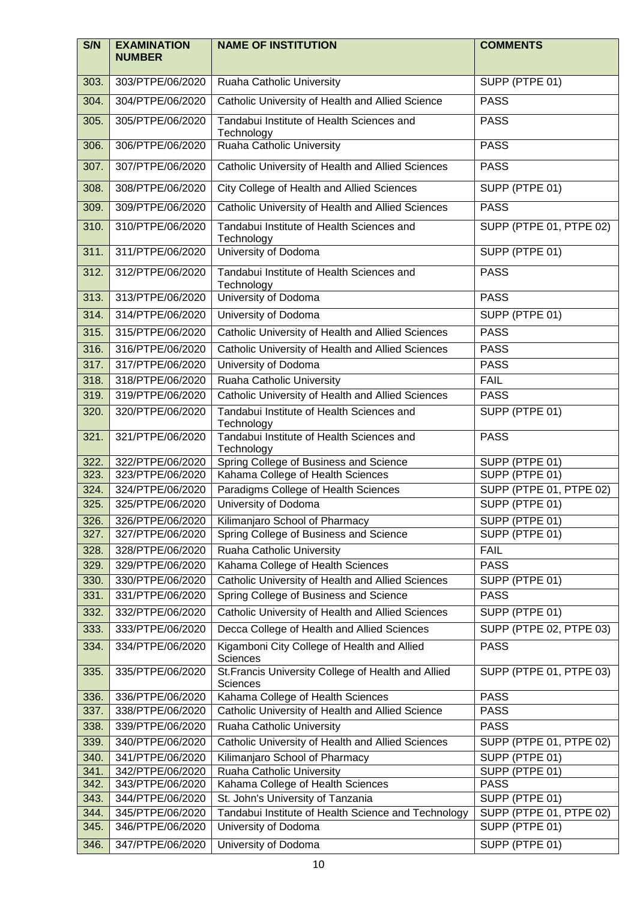| S/N | EXAMINATION NUMBER | NAME OF INSTITUTION | COMMENTS |
|---|---|---|---|
| 303. | 303/PTPE/06/2020 | Ruaha Catholic University | SUPP (PTPE 01) |
| 304. | 304/PTPE/06/2020 | Catholic University of Health and Allied Science | PASS |
| 305. | 305/PTPE/06/2020 | Tandabui Institute of Health Sciences and Technology | PASS |
| 306. | 306/PTPE/06/2020 | Ruaha Catholic University | PASS |
| 307. | 307/PTPE/06/2020 | Catholic University of Health and Allied Sciences | PASS |
| 308. | 308/PTPE/06/2020 | City College of Health and Allied Sciences | SUPP (PTPE 01) |
| 309. | 309/PTPE/06/2020 | Catholic University of Health and Allied Sciences | PASS |
| 310. | 310/PTPE/06/2020 | Tandabui Institute of Health Sciences and Technology | SUPP (PTPE 01, PTPE 02) |
| 311. | 311/PTPE/06/2020 | University of Dodoma | SUPP (PTPE 01) |
| 312. | 312/PTPE/06/2020 | Tandabui Institute of Health Sciences and Technology | PASS |
| 313. | 313/PTPE/06/2020 | University of Dodoma | PASS |
| 314. | 314/PTPE/06/2020 | University of Dodoma | SUPP (PTPE 01) |
| 315. | 315/PTPE/06/2020 | Catholic University of Health and Allied Sciences | PASS |
| 316. | 316/PTPE/06/2020 | Catholic University of Health and Allied Sciences | PASS |
| 317. | 317/PTPE/06/2020 | University of Dodoma | PASS |
| 318. | 318/PTPE/06/2020 | Ruaha Catholic University | FAIL |
| 319. | 319/PTPE/06/2020 | Catholic University of Health and Allied Sciences | PASS |
| 320. | 320/PTPE/06/2020 | Tandabui Institute of Health Sciences and Technology | SUPP (PTPE 01) |
| 321. | 321/PTPE/06/2020 | Tandabui Institute of Health Sciences and Technology | PASS |
| 322. | 322/PTPE/06/2020 | Spring College of Business and Science | SUPP (PTPE 01) |
| 323. | 323/PTPE/06/2020 | Kahama College of Health Sciences | SUPP (PTPE 01) |
| 324. | 324/PTPE/06/2020 | Paradigms College of Health Sciences | SUPP (PTPE 01, PTPE 02) |
| 325. | 325/PTPE/06/2020 | University of Dodoma | SUPP (PTPE 01) |
| 326. | 326/PTPE/06/2020 | Kilimanjaro School of Pharmacy | SUPP (PTPE 01) |
| 327. | 327/PTPE/06/2020 | Spring College of Business and Science | SUPP (PTPE 01) |
| 328. | 328/PTPE/06/2020 | Ruaha Catholic University | FAIL |
| 329. | 329/PTPE/06/2020 | Kahama College of Health Sciences | PASS |
| 330. | 330/PTPE/06/2020 | Catholic University of Health and Allied Sciences | SUPP (PTPE 01) |
| 331. | 331/PTPE/06/2020 | Spring College of Business and Science | PASS |
| 332. | 332/PTPE/06/2020 | Catholic University of Health and Allied Sciences | SUPP (PTPE 01) |
| 333. | 333/PTPE/06/2020 | Decca College of Health and Allied Sciences | SUPP (PTPE 02, PTPE 03) |
| 334. | 334/PTPE/06/2020 | Kigamboni City College of Health and Allied Sciences | PASS |
| 335. | 335/PTPE/06/2020 | St.Francis University College of Health and Allied Sciences | SUPP (PTPE 01, PTPE 03) |
| 336. | 336/PTPE/06/2020 | Kahama College of Health Sciences | PASS |
| 337. | 338/PTPE/06/2020 | Catholic University of Health and Allied Science | PASS |
| 338. | 339/PTPE/06/2020 | Ruaha Catholic University | PASS |
| 339. | 340/PTPE/06/2020 | Catholic University of Health and Allied Sciences | SUPP (PTPE 01, PTPE 02) |
| 340. | 341/PTPE/06/2020 | Kilimanjaro School of Pharmacy | SUPP (PTPE 01) |
| 341. | 342/PTPE/06/2020 | Ruaha Catholic University | SUPP (PTPE 01) |
| 342. | 343/PTPE/06/2020 | Kahama College of Health Sciences | PASS |
| 343. | 344/PTPE/06/2020 | St. John's University of Tanzania | SUPP (PTPE 01) |
| 344. | 345/PTPE/06/2020 | Tandabui Institute of Health Science and Technology | SUPP (PTPE 01, PTPE 02) |
| 345. | 346/PTPE/06/2020 | University of Dodoma | SUPP (PTPE 01) |
| 346. | 347/PTPE/06/2020 | University of Dodoma | SUPP (PTPE 01) |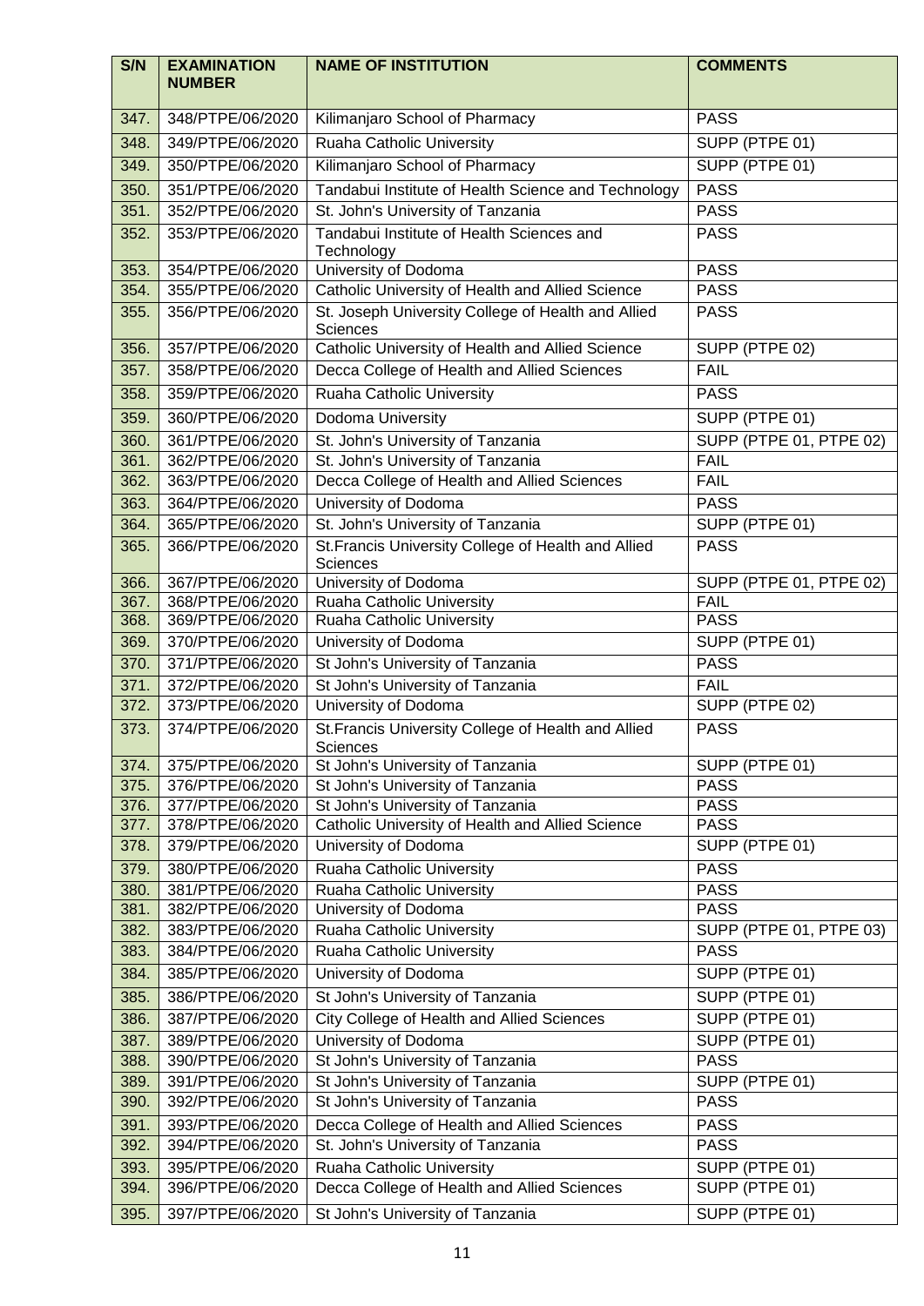| S/N | EXAMINATION NUMBER | NAME OF INSTITUTION | COMMENTS |
|---|---|---|---|
| 347. | 348/PTPE/06/2020 | Kilimanjaro School of Pharmacy | PASS |
| 348. | 349/PTPE/06/2020 | Ruaha Catholic University | SUPP (PTPE 01) |
| 349. | 350/PTPE/06/2020 | Kilimanjaro School of Pharmacy | SUPP (PTPE 01) |
| 350. | 351/PTPE/06/2020 | Tandabui Institute of Health Science and Technology | PASS |
| 351. | 352/PTPE/06/2020 | St. John's University of Tanzania | PASS |
| 352. | 353/PTPE/06/2020 | Tandabui Institute of Health Sciences and Technology | PASS |
| 353. | 354/PTPE/06/2020 | University of Dodoma | PASS |
| 354. | 355/PTPE/06/2020 | Catholic University of Health and Allied Science | PASS |
| 355. | 356/PTPE/06/2020 | St. Joseph University College of Health and Allied Sciences | PASS |
| 356. | 357/PTPE/06/2020 | Catholic University of Health and Allied Science | SUPP (PTPE 02) |
| 357. | 358/PTPE/06/2020 | Decca College of Health and Allied Sciences | FAIL |
| 358. | 359/PTPE/06/2020 | Ruaha Catholic University | PASS |
| 359. | 360/PTPE/06/2020 | Dodoma University | SUPP (PTPE 01) |
| 360. | 361/PTPE/06/2020 | St. John's University of Tanzania | SUPP (PTPE 01, PTPE 02) |
| 361. | 362/PTPE/06/2020 | St. John's University of Tanzania | FAIL |
| 362. | 363/PTPE/06/2020 | Decca College of Health and Allied Sciences | FAIL |
| 363. | 364/PTPE/06/2020 | University of Dodoma | PASS |
| 364. | 365/PTPE/06/2020 | St. John's University of Tanzania | SUPP (PTPE 01) |
| 365. | 366/PTPE/06/2020 | St.Francis University College of Health and Allied Sciences | PASS |
| 366. | 367/PTPE/06/2020 | University of Dodoma | SUPP (PTPE 01, PTPE 02) |
| 367. | 368/PTPE/06/2020 | Ruaha Catholic University | FAIL |
| 368. | 369/PTPE/06/2020 | Ruaha Catholic University | PASS |
| 369. | 370/PTPE/06/2020 | University of Dodoma | SUPP (PTPE 01) |
| 370. | 371/PTPE/06/2020 | St John's University of Tanzania | PASS |
| 371. | 372/PTPE/06/2020 | St John's University of Tanzania | FAIL |
| 372. | 373/PTPE/06/2020 | University of Dodoma | SUPP (PTPE 02) |
| 373. | 374/PTPE/06/2020 | St.Francis University College of Health and Allied Sciences | PASS |
| 374. | 375/PTPE/06/2020 | St John's University of Tanzania | SUPP (PTPE 01) |
| 375. | 376/PTPE/06/2020 | St John's University of Tanzania | PASS |
| 376. | 377/PTPE/06/2020 | St John's University of Tanzania | PASS |
| 377. | 378/PTPE/06/2020 | Catholic University of Health and Allied Science | PASS |
| 378. | 379/PTPE/06/2020 | University of Dodoma | SUPP (PTPE 01) |
| 379. | 380/PTPE/06/2020 | Ruaha Catholic University | PASS |
| 380. | 381/PTPE/06/2020 | Ruaha Catholic University | PASS |
| 381. | 382/PTPE/06/2020 | University of Dodoma | PASS |
| 382. | 383/PTPE/06/2020 | Ruaha Catholic University | SUPP (PTPE 01, PTPE 03) |
| 383. | 384/PTPE/06/2020 | Ruaha Catholic University | PASS |
| 384. | 385/PTPE/06/2020 | University of Dodoma | SUPP (PTPE 01) |
| 385. | 386/PTPE/06/2020 | St John's University of Tanzania | SUPP (PTPE 01) |
| 386. | 387/PTPE/06/2020 | City College of Health and Allied Sciences | SUPP (PTPE 01) |
| 387. | 389/PTPE/06/2020 | University of Dodoma | SUPP (PTPE 01) |
| 388. | 390/PTPE/06/2020 | St John's University of Tanzania | PASS |
| 389. | 391/PTPE/06/2020 | St John's University of Tanzania | SUPP (PTPE 01) |
| 390. | 392/PTPE/06/2020 | St John's University of Tanzania | PASS |
| 391. | 393/PTPE/06/2020 | Decca College of Health and Allied Sciences | PASS |
| 392. | 394/PTPE/06/2020 | St. John's University of Tanzania | PASS |
| 393. | 395/PTPE/06/2020 | Ruaha Catholic University | SUPP (PTPE 01) |
| 394. | 396/PTPE/06/2020 | Decca College of Health and Allied Sciences | SUPP (PTPE 01) |
| 395. | 397/PTPE/06/2020 | St John's University of Tanzania | SUPP (PTPE 01) |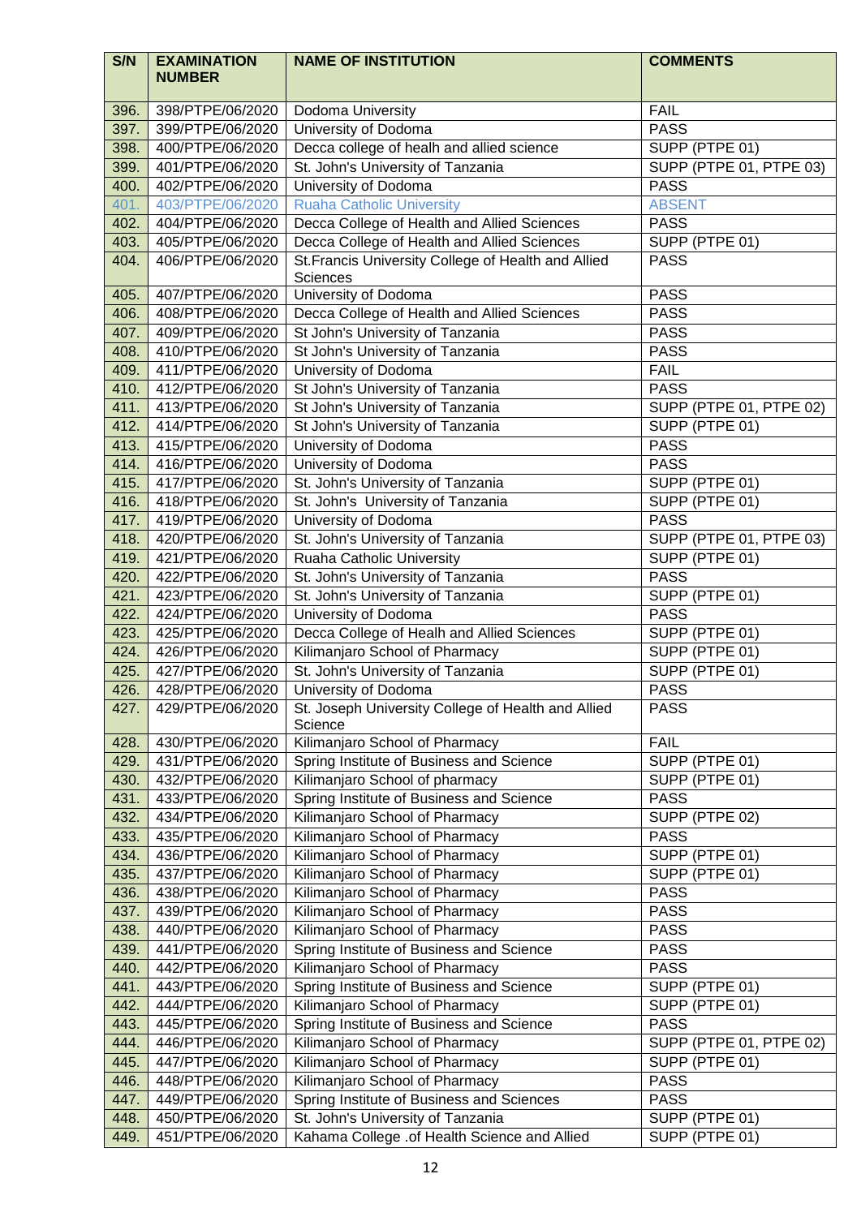| S/N | EXAMINATION NUMBER | NAME OF INSTITUTION | COMMENTS |
|---|---|---|---|
| 396. | 398/PTPE/06/2020 | Dodoma University | FAIL |
| 397. | 399/PTPE/06/2020 | University of Dodoma | PASS |
| 398. | 400/PTPE/06/2020 | Decca college of healh and allied science | SUPP (PTPE 01) |
| 399. | 401/PTPE/06/2020 | St. John's University of Tanzania | SUPP (PTPE 01, PTPE 03) |
| 400. | 402/PTPE/06/2020 | University of Dodoma | PASS |
| 401. | 403/PTPE/06/2020 | Ruaha Catholic University | ABSENT |
| 402. | 404/PTPE/06/2020 | Decca College of Health and Allied Sciences | PASS |
| 403. | 405/PTPE/06/2020 | Decca College of Health and Allied Sciences | SUPP (PTPE 01) |
| 404. | 406/PTPE/06/2020 | St.Francis University College of Health and Allied Sciences | PASS |
| 405. | 407/PTPE/06/2020 | University of Dodoma | PASS |
| 406. | 408/PTPE/06/2020 | Decca College of Health and Allied Sciences | PASS |
| 407. | 409/PTPE/06/2020 | St John's University of Tanzania | PASS |
| 408. | 410/PTPE/06/2020 | St John's University of Tanzania | PASS |
| 409. | 411/PTPE/06/2020 | University of Dodoma | FAIL |
| 410. | 412/PTPE/06/2020 | St John's University of Tanzania | PASS |
| 411. | 413/PTPE/06/2020 | St John's University of Tanzania | SUPP (PTPE 01, PTPE 02) |
| 412. | 414/PTPE/06/2020 | St John's University of Tanzania | SUPP (PTPE 01) |
| 413. | 415/PTPE/06/2020 | University of Dodoma | PASS |
| 414. | 416/PTPE/06/2020 | University of Dodoma | PASS |
| 415. | 417/PTPE/06/2020 | St. John's University of Tanzania | SUPP (PTPE 01) |
| 416. | 418/PTPE/06/2020 | St. John's University of Tanzania | SUPP (PTPE 01) |
| 417. | 419/PTPE/06/2020 | University of Dodoma | PASS |
| 418. | 420/PTPE/06/2020 | St. John's University of Tanzania | SUPP (PTPE 01, PTPE 03) |
| 419. | 421/PTPE/06/2020 | Ruaha Catholic University | SUPP (PTPE 01) |
| 420. | 422/PTPE/06/2020 | St. John's University of Tanzania | PASS |
| 421. | 423/PTPE/06/2020 | St. John's University of Tanzania | SUPP (PTPE 01) |
| 422. | 424/PTPE/06/2020 | University of Dodoma | PASS |
| 423. | 425/PTPE/06/2020 | Decca College of Healh and Allied Sciences | SUPP (PTPE 01) |
| 424. | 426/PTPE/06/2020 | Kilimanjaro School of Pharmacy | SUPP (PTPE 01) |
| 425. | 427/PTPE/06/2020 | St. John's University of Tanzania | SUPP (PTPE 01) |
| 426. | 428/PTPE/06/2020 | University of Dodoma | PASS |
| 427. | 429/PTPE/06/2020 | St. Joseph University College of Health and Allied Science | PASS |
| 428. | 430/PTPE/06/2020 | Kilimanjaro School of Pharmacy | FAIL |
| 429. | 431/PTPE/06/2020 | Spring Institute of Business and Science | SUPP (PTPE 01) |
| 430. | 432/PTPE/06/2020 | Kilimanjaro School of pharmacy | SUPP (PTPE 01) |
| 431. | 433/PTPE/06/2020 | Spring Institute of Business and Science | PASS |
| 432. | 434/PTPE/06/2020 | Kilimanjaro School of Pharmacy | SUPP (PTPE 02) |
| 433. | 435/PTPE/06/2020 | Kilimanjaro School of Pharmacy | PASS |
| 434. | 436/PTPE/06/2020 | Kilimanjaro School of Pharmacy | SUPP (PTPE 01) |
| 435. | 437/PTPE/06/2020 | Kilimanjaro School of Pharmacy | SUPP (PTPE 01) |
| 436. | 438/PTPE/06/2020 | Kilimanjaro School of Pharmacy | PASS |
| 437. | 439/PTPE/06/2020 | Kilimanjaro School of Pharmacy | PASS |
| 438. | 440/PTPE/06/2020 | Kilimanjaro School of Pharmacy | PASS |
| 439. | 441/PTPE/06/2020 | Spring Institute of Business and Science | PASS |
| 440. | 442/PTPE/06/2020 | Kilimanjaro School of Pharmacy | PASS |
| 441. | 443/PTPE/06/2020 | Spring Institute of Business and Science | SUPP (PTPE 01) |
| 442. | 444/PTPE/06/2020 | Kilimanjaro School of Pharmacy | SUPP (PTPE 01) |
| 443. | 445/PTPE/06/2020 | Spring Institute of Business and Science | PASS |
| 444. | 446/PTPE/06/2020 | Kilimanjaro School of Pharmacy | SUPP (PTPE 01, PTPE 02) |
| 445. | 447/PTPE/06/2020 | Kilimanjaro School of Pharmacy | SUPP (PTPE 01) |
| 446. | 448/PTPE/06/2020 | Kilimanjaro School of Pharmacy | PASS |
| 447. | 449/PTPE/06/2020 | Spring Institute of Business and Sciences | PASS |
| 448. | 450/PTPE/06/2020 | St. John's University of Tanzania | SUPP (PTPE 01) |
| 449. | 451/PTPE/06/2020 | Kahama College .of Health Science and Allied | SUPP (PTPE 01) |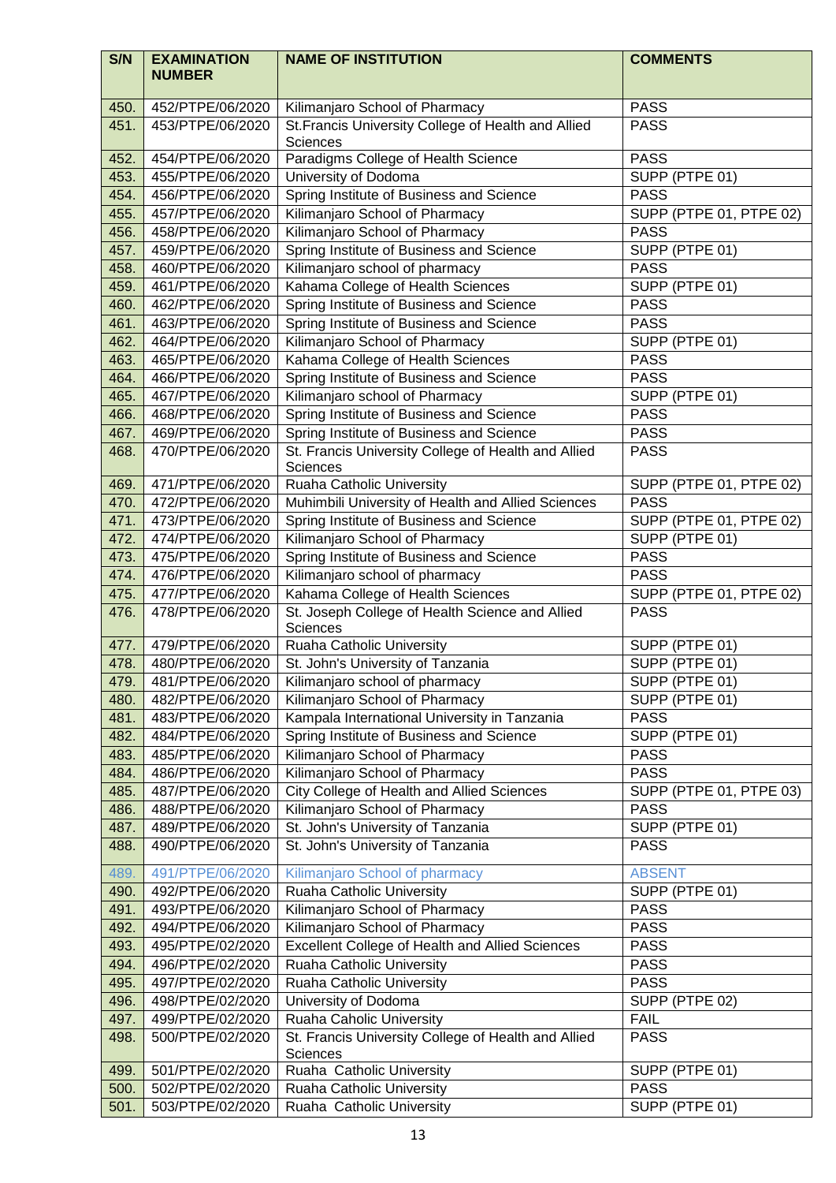| S/N | EXAMINATION NUMBER | NAME OF INSTITUTION | COMMENTS |
|---|---|---|---|
| 450. | 452/PTPE/06/2020 | Kilimanjaro School of Pharmacy | PASS |
| 451. | 453/PTPE/06/2020 | St.Francis University College of Health and Allied Sciences | PASS |
| 452. | 454/PTPE/06/2020 | Paradigms College of Health Science | PASS |
| 453. | 455/PTPE/06/2020 | University of Dodoma | SUPP (PTPE 01) |
| 454. | 456/PTPE/06/2020 | Spring Institute of Business and Science | PASS |
| 455. | 457/PTPE/06/2020 | Kilimanjaro School of Pharmacy | SUPP (PTPE 01, PTPE 02) |
| 456. | 458/PTPE/06/2020 | Kilimanjaro School of Pharmacy | PASS |
| 457. | 459/PTPE/06/2020 | Spring Institute of Business and Science | SUPP (PTPE 01) |
| 458. | 460/PTPE/06/2020 | Kilimanjaro school of pharmacy | PASS |
| 459. | 461/PTPE/06/2020 | Kahama College of Health Sciences | SUPP (PTPE 01) |
| 460. | 462/PTPE/06/2020 | Spring Institute of Business and Science | PASS |
| 461. | 463/PTPE/06/2020 | Spring Institute of Business and Science | PASS |
| 462. | 464/PTPE/06/2020 | Kilimanjaro School of Pharmacy | SUPP (PTPE 01) |
| 463. | 465/PTPE/06/2020 | Kahama College of Health Sciences | PASS |
| 464. | 466/PTPE/06/2020 | Spring Institute of Business and Science | PASS |
| 465. | 467/PTPE/06/2020 | Kilimanjaro school of Pharmacy | SUPP (PTPE 01) |
| 466. | 468/PTPE/06/2020 | Spring Institute of Business and Science | PASS |
| 467. | 469/PTPE/06/2020 | Spring Institute of Business and Science | PASS |
| 468. | 470/PTPE/06/2020 | St. Francis University College of Health and Allied Sciences | PASS |
| 469. | 471/PTPE/06/2020 | Ruaha Catholic University | SUPP (PTPE 01, PTPE 02) |
| 470. | 472/PTPE/06/2020 | Muhimbili University of Health and Allied Sciences | PASS |
| 471. | 473/PTPE/06/2020 | Spring Institute of Business and Science | SUPP (PTPE 01, PTPE 02) |
| 472. | 474/PTPE/06/2020 | Kilimanjaro School of Pharmacy | SUPP (PTPE 01) |
| 473. | 475/PTPE/06/2020 | Spring Institute of Business and Science | PASS |
| 474. | 476/PTPE/06/2020 | Kilimanjaro school of pharmacy | PASS |
| 475. | 477/PTPE/06/2020 | Kahama College of Health Sciences | SUPP (PTPE 01, PTPE 02) |
| 476. | 478/PTPE/06/2020 | St. Joseph College of Health Science and Allied Sciences | PASS |
| 477. | 479/PTPE/06/2020 | Ruaha Catholic University | SUPP (PTPE 01) |
| 478. | 480/PTPE/06/2020 | St. John's University of Tanzania | SUPP (PTPE 01) |
| 479. | 481/PTPE/06/2020 | Kilimanjaro school of pharmacy | SUPP (PTPE 01) |
| 480. | 482/PTPE/06/2020 | Kilimanjaro School of Pharmacy | SUPP (PTPE 01) |
| 481. | 483/PTPE/06/2020 | Kampala International University in Tanzania | PASS |
| 482. | 484/PTPE/06/2020 | Spring Institute of Business and Science | SUPP (PTPE 01) |
| 483. | 485/PTPE/06/2020 | Kilimanjaro School of Pharmacy | PASS |
| 484. | 486/PTPE/06/2020 | Kilimanjaro School of Pharmacy | PASS |
| 485. | 487/PTPE/06/2020 | City College of Health and Allied Sciences | SUPP (PTPE 01, PTPE 03) |
| 486. | 488/PTPE/06/2020 | Kilimanjaro School of Pharmacy | PASS |
| 487. | 489/PTPE/06/2020 | St. John's University of Tanzania | SUPP (PTPE 01) |
| 488. | 490/PTPE/06/2020 | St. John's University of Tanzania | PASS |
| 489. | 491/PTPE/06/2020 | Kilimanjaro School of pharmacy | ABSENT |
| 490. | 492/PTPE/06/2020 | Ruaha Catholic University | SUPP (PTPE 01) |
| 491. | 493/PTPE/06/2020 | Kilimanjaro School of Pharmacy | PASS |
| 492. | 494/PTPE/06/2020 | Kilimanjaro School of Pharmacy | PASS |
| 493. | 495/PTPE/02/2020 | Excellent College of Health and Allied Sciences | PASS |
| 494. | 496/PTPE/02/2020 | Ruaha Catholic University | PASS |
| 495. | 497/PTPE/02/2020 | Ruaha Catholic University | PASS |
| 496. | 498/PTPE/02/2020 | University of Dodoma | SUPP (PTPE 02) |
| 497. | 499/PTPE/02/2020 | Ruaha Caholic University | FAIL |
| 498. | 500/PTPE/02/2020 | St. Francis University College of Health and Allied Sciences | PASS |
| 499. | 501/PTPE/02/2020 | Ruaha Catholic University | SUPP (PTPE 01) |
| 500. | 502/PTPE/02/2020 | Ruaha Catholic University | PASS |
| 501. | 503/PTPE/02/2020 | Ruaha Catholic University | SUPP (PTPE 01) |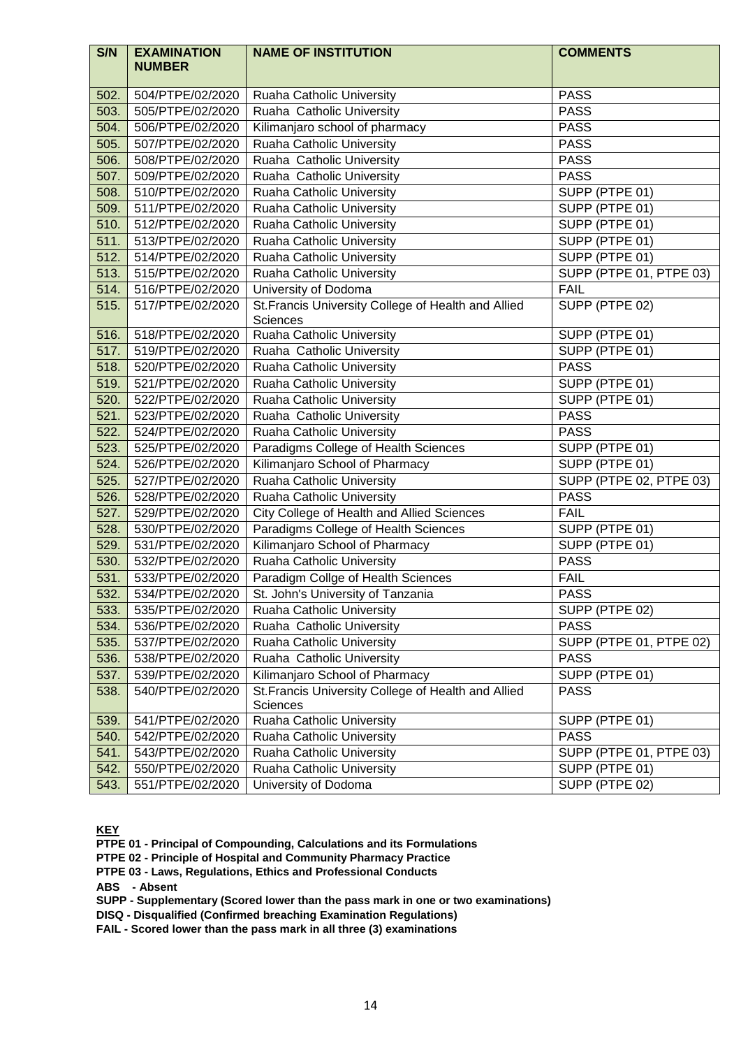| S/N | EXAMINATION NUMBER | NAME OF INSTITUTION | COMMENTS |
|---|---|---|---|
| 502. | 504/PTPE/02/2020 | Ruaha Catholic University | PASS |
| 503. | 505/PTPE/02/2020 | Ruaha Catholic University | PASS |
| 504. | 506/PTPE/02/2020 | Kilimanjaro school of pharmacy | PASS |
| 505. | 507/PTPE/02/2020 | Ruaha Catholic University | PASS |
| 506. | 508/PTPE/02/2020 | Ruaha Catholic University | PASS |
| 507. | 509/PTPE/02/2020 | Ruaha Catholic University | PASS |
| 508. | 510/PTPE/02/2020 | Ruaha Catholic University | SUPP (PTPE 01) |
| 509. | 511/PTPE/02/2020 | Ruaha Catholic University | SUPP (PTPE 01) |
| 510. | 512/PTPE/02/2020 | Ruaha Catholic University | SUPP (PTPE 01) |
| 511. | 513/PTPE/02/2020 | Ruaha Catholic University | SUPP (PTPE 01) |
| 512. | 514/PTPE/02/2020 | Ruaha Catholic University | SUPP (PTPE 01) |
| 513. | 515/PTPE/02/2020 | Ruaha Catholic University | SUPP (PTPE 01, PTPE 03) |
| 514. | 516/PTPE/02/2020 | University of Dodoma | FAIL |
| 515. | 517/PTPE/02/2020 | St.Francis University College of Health and Allied Sciences | SUPP (PTPE 02) |
| 516. | 518/PTPE/02/2020 | Ruaha Catholic University | SUPP (PTPE 01) |
| 517. | 519/PTPE/02/2020 | Ruaha Catholic University | SUPP (PTPE 01) |
| 518. | 520/PTPE/02/2020 | Ruaha Catholic University | PASS |
| 519. | 521/PTPE/02/2020 | Ruaha Catholic University | SUPP (PTPE 01) |
| 520. | 522/PTPE/02/2020 | Ruaha Catholic University | SUPP (PTPE 01) |
| 521. | 523/PTPE/02/2020 | Ruaha Catholic University | PASS |
| 522. | 524/PTPE/02/2020 | Ruaha Catholic University | PASS |
| 523. | 525/PTPE/02/2020 | Paradigms College of Health Sciences | SUPP (PTPE 01) |
| 524. | 526/PTPE/02/2020 | Kilimanjaro School of Pharmacy | SUPP (PTPE 01) |
| 525. | 527/PTPE/02/2020 | Ruaha Catholic University | SUPP (PTPE 02, PTPE 03) |
| 526. | 528/PTPE/02/2020 | Ruaha Catholic University | PASS |
| 527. | 529/PTPE/02/2020 | City College of Health and Allied Sciences | FAIL |
| 528. | 530/PTPE/02/2020 | Paradigms College of Health Sciences | SUPP (PTPE 01) |
| 529. | 531/PTPE/02/2020 | Kilimanjaro School of Pharmacy | SUPP (PTPE 01) |
| 530. | 532/PTPE/02/2020 | Ruaha Catholic University | PASS |
| 531. | 533/PTPE/02/2020 | Paradigm Collge of Health Sciences | FAIL |
| 532. | 534/PTPE/02/2020 | St. John's University of Tanzania | PASS |
| 533. | 535/PTPE/02/2020 | Ruaha Catholic University | SUPP (PTPE 02) |
| 534. | 536/PTPE/02/2020 | Ruaha Catholic University | PASS |
| 535. | 537/PTPE/02/2020 | Ruaha Catholic University | SUPP (PTPE 01, PTPE 02) |
| 536. | 538/PTPE/02/2020 | Ruaha Catholic University | PASS |
| 537. | 539/PTPE/02/2020 | Kilimanjaro School of Pharmacy | SUPP (PTPE 01) |
| 538. | 540/PTPE/02/2020 | St.Francis University College of Health and Allied Sciences | PASS |
| 539. | 541/PTPE/02/2020 | Ruaha Catholic University | SUPP (PTPE 01) |
| 540. | 542/PTPE/02/2020 | Ruaha Catholic University | PASS |
| 541. | 543/PTPE/02/2020 | Ruaha Catholic University | SUPP (PTPE 01, PTPE 03) |
| 542. | 550/PTPE/02/2020 | Ruaha Catholic University | SUPP (PTPE 01) |
| 543. | 551/PTPE/02/2020 | University of Dodoma | SUPP (PTPE 02) |

**KEY**

**PTPE 01 - Principal of Compounding, Calculations and its Formulations**

**PTPE 02 - Principle of Hospital and Community Pharmacy Practice**

**PTPE 03 - Laws, Regulations, Ethics and Professional Conducts**

**ABS - Absent**

**SUPP - Supplementary (Scored lower than the pass mark in one or two examinations)**

**DISQ - Disqualified (Confirmed breaching Examination Regulations)**

**FAIL - Scored lower than the pass mark in all three (3) examinations**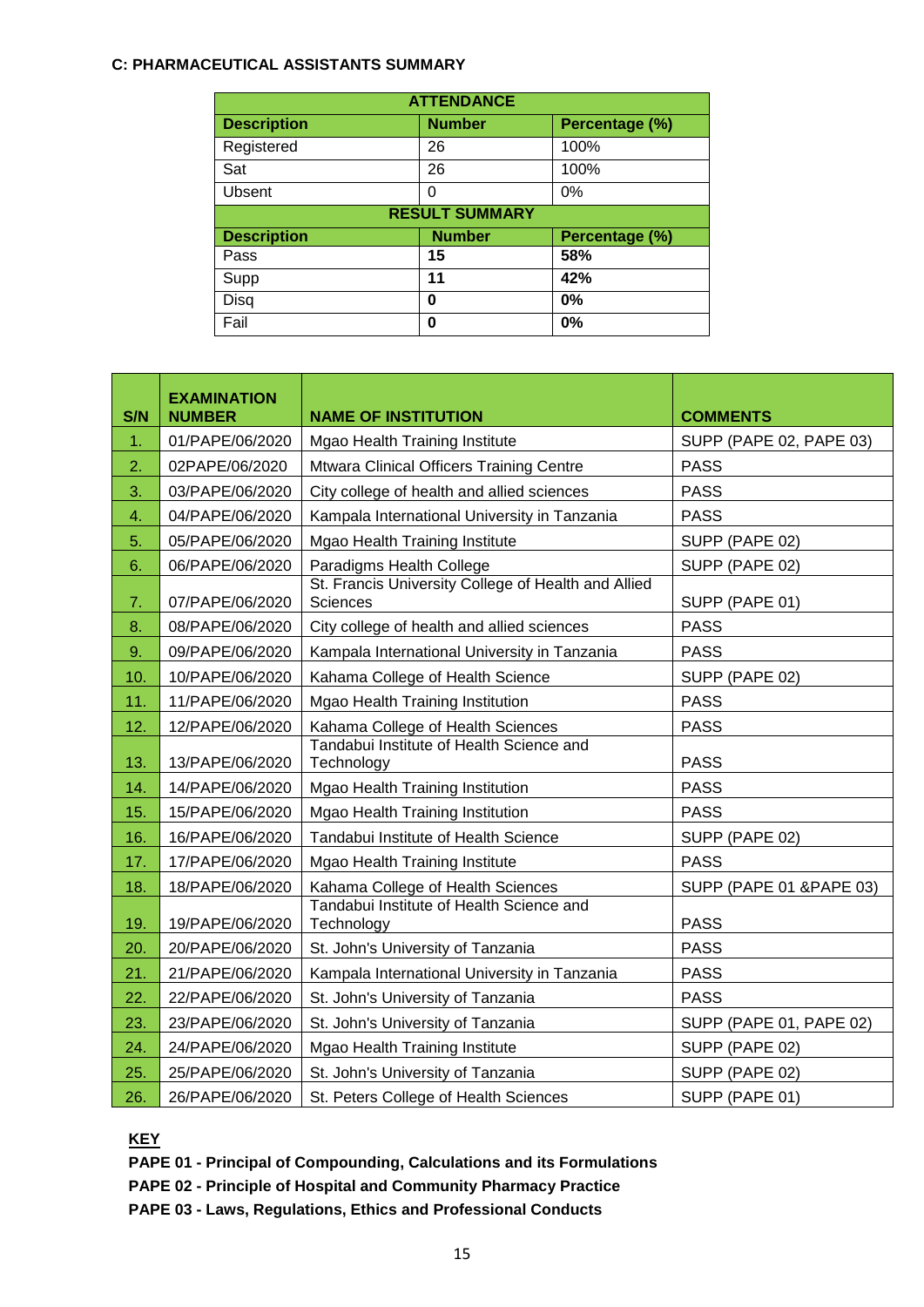**C: PHARMACEUTICAL ASSISTANTS SUMMARY**

| ATTENDANCE | | |
|---|---|---|
| **Description** | **Number** | **Percentage (%)** |
| Registered | 26 | 100% |
| Sat | 26 | 100% |
| Ubsent | 0 | 0% |
| **RESULT SUMMARY** | | |
| **Description** | **Number** | **Percentage (%)** |
| Pass | **15** | **58%** |
| Supp | **11** | **42%** |
| Disq | **0** | **0%** |
| Fail | **0** | **0%** |

| S/N | EXAMINATION NUMBER | NAME OF INSTITUTION | COMMENTS |
|---|---|---|---|
| 1. | 01/PAPE/06/2020 | Mgao Health Training Institute | SUPP (PAPE 02, PAPE 03) |
| 2. | 02PAPE/06/2020 | Mtwara Clinical Officers Training Centre | PASS |
| 3. | 03/PAPE/06/2020 | City college of health and allied sciences | PASS |
| 4. | 04/PAPE/06/2020 | Kampala International University in Tanzania | PASS |
| 5. | 05/PAPE/06/2020 | Mgao Health Training Institute | SUPP (PAPE 02) |
| 6. | 06/PAPE/06/2020 | Paradigms Health College | SUPP (PAPE 02) |
| 7. | 07/PAPE/06/2020 | St. Francis University College of Health and Allied Sciences | SUPP (PAPE 01) |
| 8. | 08/PAPE/06/2020 | City college of health and allied sciences | PASS |
| 9. | 09/PAPE/06/2020 | Kampala International University in Tanzania | PASS |
| 10. | 10/PAPE/06/2020 | Kahama College of Health Science | SUPP (PAPE 02) |
| 11. | 11/PAPE/06/2020 | Mgao Health Training Institution | PASS |
| 12. | 12/PAPE/06/2020 | Kahama College of Health Sciences | PASS |
| 13. | 13/PAPE/06/2020 | Tandabui Institute of Health Science and Technology | PASS |
| 14. | 14/PAPE/06/2020 | Mgao Health Training Institution | PASS |
| 15. | 15/PAPE/06/2020 | Mgao Health Training Institution | PASS |
| 16. | 16/PAPE/06/2020 | Tandabui Institute of Health Science | SUPP (PAPE 02) |
| 17. | 17/PAPE/06/2020 | Mgao Health Training Institute | PASS |
| 18. | 18/PAPE/06/2020 | Kahama College of Health Sciences | SUPP (PAPE 01 &PAPE 03) |
| 19. | 19/PAPE/06/2020 | Tandabui Institute of Health Science and Technology | PASS |
| 20. | 20/PAPE/06/2020 | St. John's University of Tanzania | PASS |
| 21. | 21/PAPE/06/2020 | Kampala International University in Tanzania | PASS |
| 22. | 22/PAPE/06/2020 | St. John's University of Tanzania | PASS |
| 23. | 23/PAPE/06/2020 | St. John's University of Tanzania | SUPP (PAPE 01, PAPE 02) |
| 24. | 24/PAPE/06/2020 | Mgao Health Training Institute | SUPP (PAPE 02) |
| 25. | 25/PAPE/06/2020 | St. John's University of Tanzania | SUPP (PAPE 02) |
| 26. | 26/PAPE/06/2020 | St. Peters College of Health Sciences | SUPP (PAPE 01) |

**KEY**

**PAPE 01 - Principal of Compounding, Calculations and its Formulations**

**PAPE 02 - Principle of Hospital and Community Pharmacy Practice**

**PAPE 03 - Laws, Regulations, Ethics and Professional Conducts**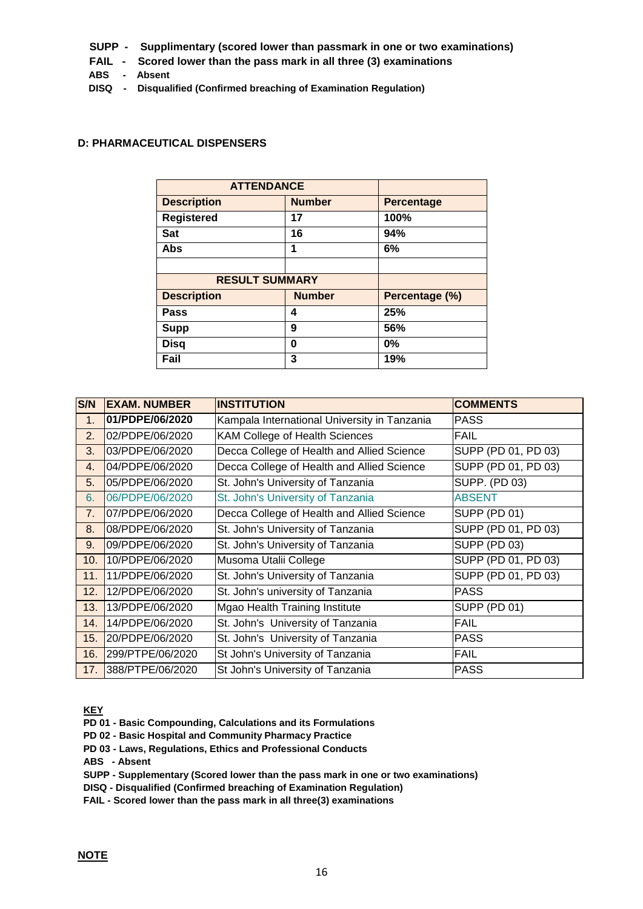**SUPP - Supplimentary (scored lower than passmark in one or two examinations)**

**FAIL - Scored lower than the pass mark in all three (3) examinations**

**ABS - Absent**

**DISQ - Disqualified (Confirmed breaching of Examination Regulation)**

### D: PHARMACEUTICAL DISPENSERS

| ATTENDANCE | | |
|---|---|---|
| **Description** | **Number** | **Percentage** |
| **Registered** | **17** | **100%** |
| **Sat** | **16** | **94%** |
| **Abs** | **1** | **6%** |
| | | |
| **RESULT SUMMARY** | | |
| **Description** | **Number** | **Percentage (%)** |
| **Pass** | **4** | **25%** |
| **Supp** | **9** | **56%** |
| **Disq** | **0** | **0%** |
| **Fail** | **3** | **19%** |

| S/N | EXAM. NUMBER | INSTITUTION | COMMENTS |
|---|---|---|---|
| 1. | **01/PDPE/06/2020** | Kampala International University in Tanzania | PASS |
| 2. | 02/PDPE/06/2020 | KAM College of Health Sciences | FAIL |
| 3. | 03/PDPE/06/2020 | Decca College of Health and Allied Science | SUPP (PD 01, PD 03) |
| 4. | 04/PDPE/06/2020 | Decca College of Health and Allied Science | SUPP (PD 01, PD 03) |
| 5. | 05/PDPE/06/2020 | St. John's University of Tanzania | SUPP. (PD 03) |
| 6. | 06/PDPE/06/2020 | St. John's University of Tanzania | ABSENT |
| 7. | 07/PDPE/06/2020 | Decca College of Health and Allied Science | SUPP (PD 01) |
| 8. | 08/PDPE/06/2020 | St. John's University of Tanzania | SUPP (PD 01, PD 03) |
| 9. | 09/PDPE/06/2020 | St. John's University of Tanzania | SUPP (PD 03) |
| 10. | 10/PDPE/06/2020 | Musoma Utalii College | SUPP (PD 01, PD 03) |
| 11. | 11/PDPE/06/2020 | St. John's University of Tanzania | SUPP (PD 01, PD 03) |
| 12. | 12/PDPE/06/2020 | St. John's university of Tanzania | PASS |
| 13. | 13/PDPE/06/2020 | Mgao Health Training Institute | SUPP (PD 01) |
| 14. | 14/PDPE/06/2020 | St. John's University of Tanzania | FAIL |
| 15. | 20/PDPE/06/2020 | St. John's University of Tanzania | PASS |
| 16. | 299/PTPE/06/2020 | St John's University of Tanzania | FAIL |
| 17. | 388/PTPE/06/2020 | St John's University of Tanzania | PASS |

**KEY**

**PD 01 - Basic Compounding, Calculations and its Formulations**

**PD 02 - Basic Hospital and Community Pharmacy Practice**

**PD 03 - Laws, Regulations, Ethics and Professional Conducts**

**ABS - Absent**

**SUPP - Supplementary (Scored lower than the pass mark in one or two examinations)**

**DISQ - Disqualified (Confirmed breaching of Examination Regulation)**

**FAIL - Scored lower than the pass mark in all three(3) examinations**

**NOTE**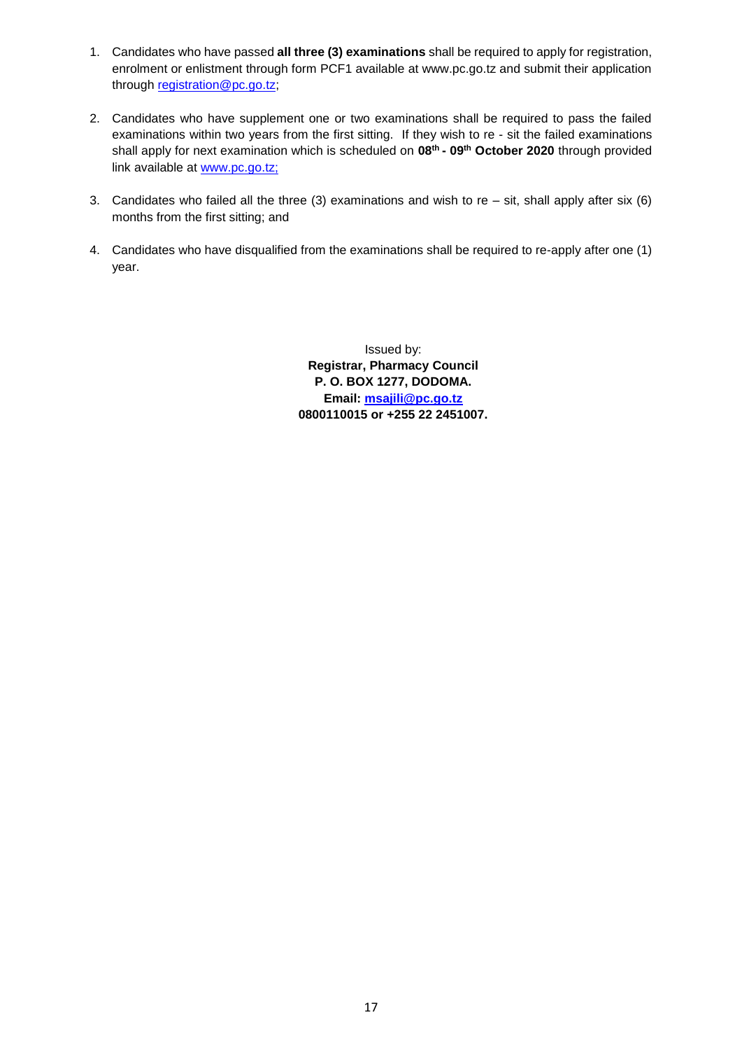1. Candidates who have passed **all three (3) examinations** shall be required to apply for registration, enrolment or enlistment through form PCF1 available at www.pc.go.tz and submit their application through registration@pc.go.tz;

2. Candidates who have supplement one or two examinations shall be required to pass the failed examinations within two years from the first sitting. If they wish to re - sit the failed examinations shall apply for next examination which is scheduled on **08th - 09th October 2020** through provided link available at www.pc.go.tz;

3. Candidates who failed all the three (3) examinations and wish to re – sit, shall apply after six (6) months from the first sitting; and

4. Candidates who have disqualified from the examinations shall be required to re-apply after one (1) year.

Issued by:
**Registrar, Pharmacy Council**
**P. O. BOX 1277, DODOMA.**
**Email: msajili@pc.go.tz**
**0800110015 or +255 22 2451007.**